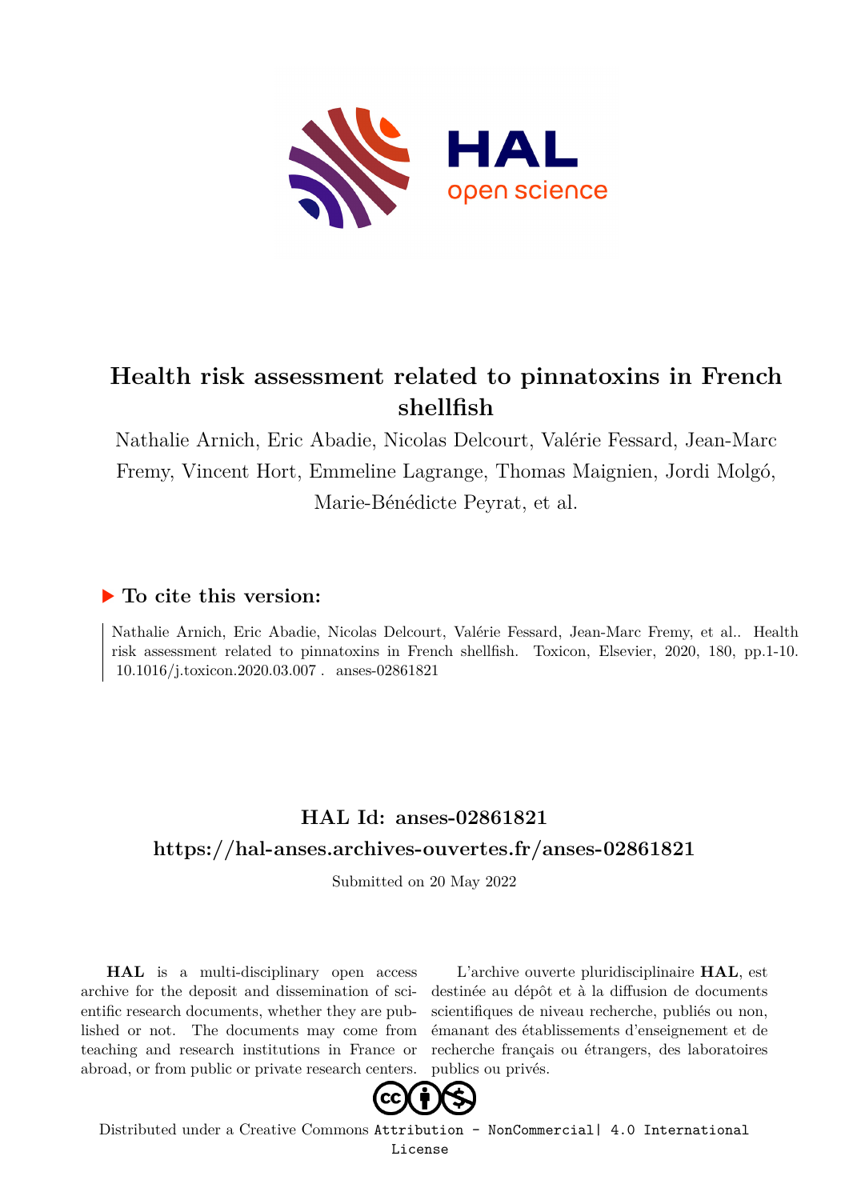# Health risk assessment related to pinnatoxins in French shellfish

Nathalie Arnich, Eric Abadie, Nicolas Delcourt, Valérie Fessard, Jean-Marc Fremy, Vincent Hort, Emmeline Lagrange, Thomas Maignien, Jordi Molgó, Marie-Bénédicte Peyrat, et al.

## ▶ To cite this version:

Nathalie Arnich, Eric Abadie, Nicolas Delcourt, Valérie Fessard, Jean-Marc Fremy, et al.. Health risk assessment related to pinnatoxins in French shellfish. Toxicon, Elsevier, 2020, 180, pp.1-10. 10.1016/j.toxicon.2020.03.007 . anses-02861821

## HAL Id: anses-02861821

## https://hal-anses.archives-ouvertes.fr/anses-02861821

Submitted on 20 May 2022

**HAL** is a multi-disciplinary open access archive for the deposit and dissemination of scientific research documents, whether they are published or not. The documents may come from teaching and research institutions in France or abroad, or from public or private research centers.

L'archive ouverte pluridisciplinaire **HAL**, est destinée au dépôt et à la diffusion de documents scientifiques de niveau recherche, publiés ou non, émanant des établissements d'enseignement et de recherche français ou étrangers, des laboratoires publics ou privés.

Distributed under a Creative Commons Attribution - NonCommercial| 4.0 International License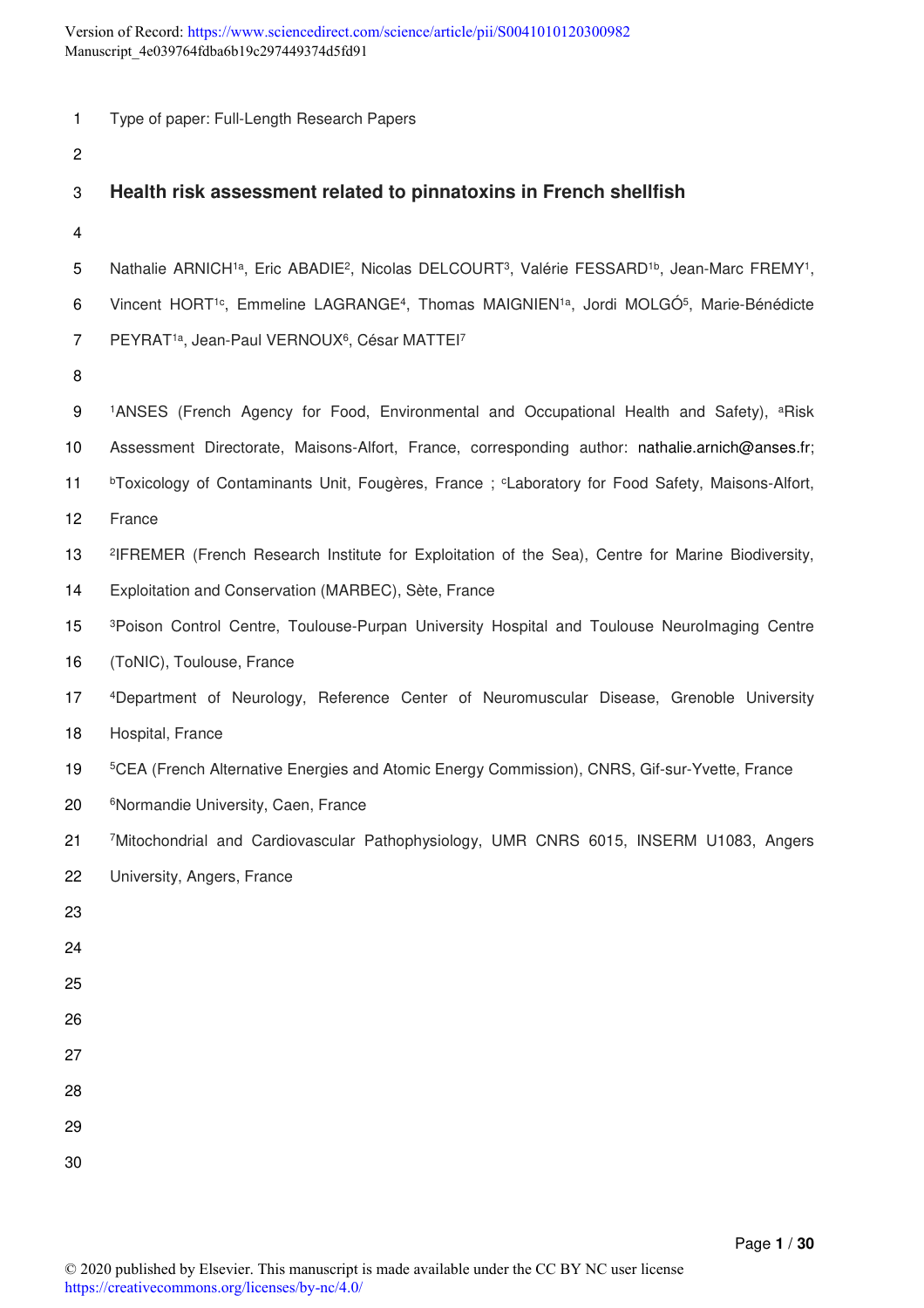Type of paper: Full-Length Research Papers

# Health risk assessment related to pinnatoxins in French shellfish

Nathalie ARNICH[1a], Eric ABADIE[2], Nicolas DELCOURT[3], Valérie FESSARD[1b], Jean-Marc FREMY[1], Vincent HORT[1c], Emmeline LAGRANGE[4], Thomas MAIGNIEN[1a], Jordi MOLGÓ[5], Marie-Bénédicte PEYRAT[1a], Jean-Paul VERNOUX[6], César MATTEI[7]

[1]ANSES (French Agency for Food, Environmental and Occupational Health and Safety), [a]Risk Assessment Directorate, Maisons-Alfort, France, corresponding author: nathalie.arnich@anses.fr; [b]Toxicology of Contaminants Unit, Fougères, France ; [c]Laboratory for Food Safety, Maisons-Alfort, France

[2]IFREMER (French Research Institute for Exploitation of the Sea), Centre for Marine Biodiversity, Exploitation and Conservation (MARBEC), Sète, France

[3]Poison Control Centre, Toulouse-Purpan University Hospital and Toulouse NeuroImaging Centre (ToNIC), Toulouse, France

[4]Department of Neurology, Reference Center of Neuromuscular Disease, Grenoble University Hospital, France

[5]CEA (French Alternative Energies and Atomic Energy Commission), CNRS, Gif-sur-Yvette, France

[6]Normandie University, Caen, France

[7]Mitochondrial and Cardiovascular Pathophysiology, UMR CNRS 6015, INSERM U1083, Angers University, Angers, France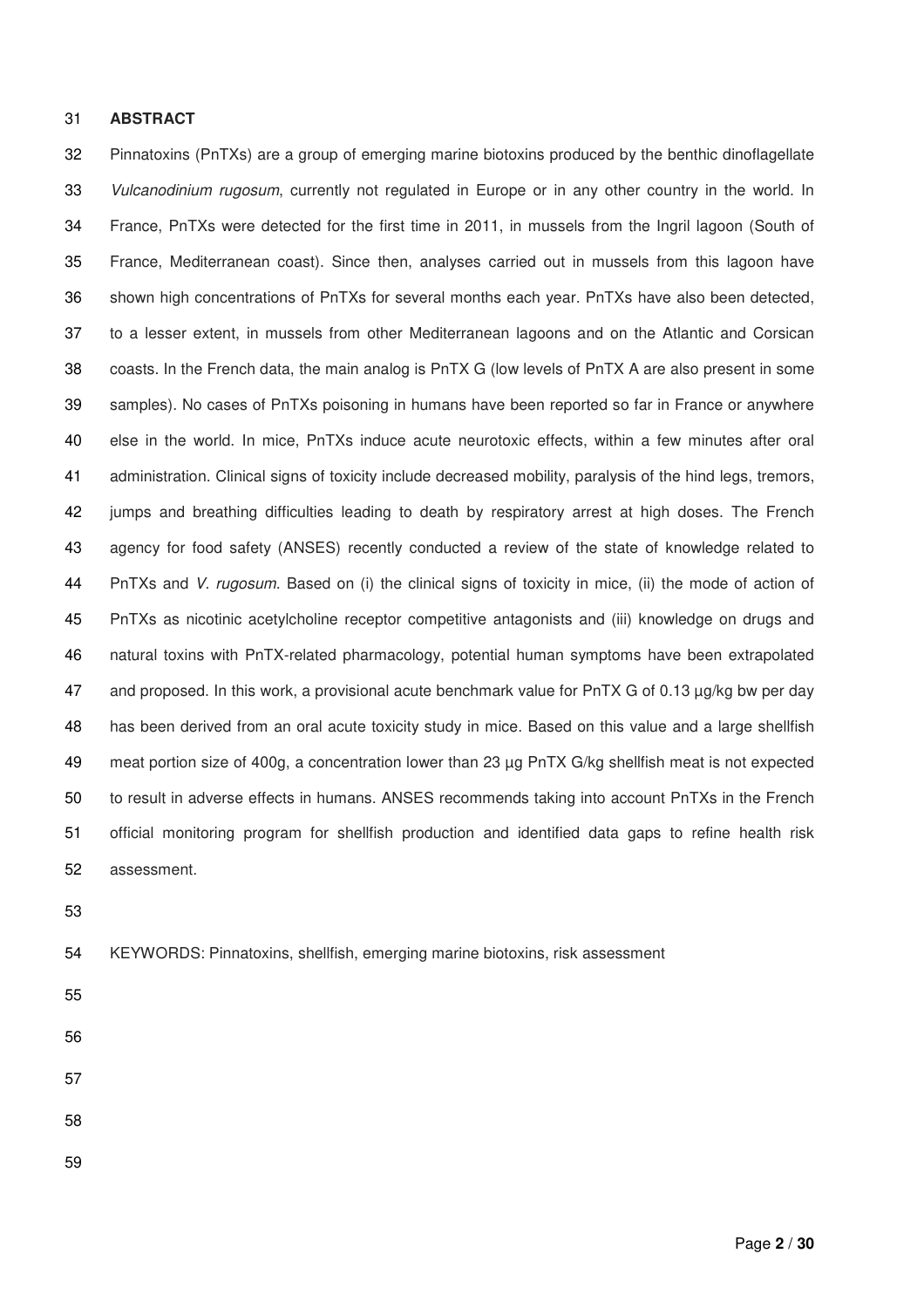## ABSTRACT

Pinnatoxins (PnTXs) are a group of emerging marine biotoxins produced by the benthic dinoflagellate *Vulcanodinium rugosum*, currently not regulated in Europe or in any other country in the world. In France, PnTXs were detected for the first time in 2011, in mussels from the Ingril lagoon (South of France, Mediterranean coast). Since then, analyses carried out in mussels from this lagoon have shown high concentrations of PnTXs for several months each year. PnTXs have also been detected, to a lesser extent, in mussels from other Mediterranean lagoons and on the Atlantic and Corsican coasts. In the French data, the main analog is PnTX G (low levels of PnTX A are also present in some samples). No cases of PnTXs poisoning in humans have been reported so far in France or anywhere else in the world. In mice, PnTXs induce acute neurotoxic effects, within a few minutes after oral administration. Clinical signs of toxicity include decreased mobility, paralysis of the hind legs, tremors, jumps and breathing difficulties leading to death by respiratory arrest at high doses. The French agency for food safety (ANSES) recently conducted a review of the state of knowledge related to PnTXs and *V. rugosum*. Based on (i) the clinical signs of toxicity in mice, (ii) the mode of action of PnTXs as nicotinic acetylcholine receptor competitive antagonists and (iii) knowledge on drugs and natural toxins with PnTX-related pharmacology, potential human symptoms have been extrapolated and proposed. In this work, a provisional acute benchmark value for PnTX G of 0.13 µg/kg bw per day has been derived from an oral acute toxicity study in mice. Based on this value and a large shellfish meat portion size of 400g, a concentration lower than 23 µg PnTX G/kg shellfish meat is not expected to result in adverse effects in humans. ANSES recommends taking into account PnTXs in the French official monitoring program for shellfish production and identified data gaps to refine health risk assessment.

KEYWORDS: Pinnatoxins, shellfish, emerging marine biotoxins, risk assessment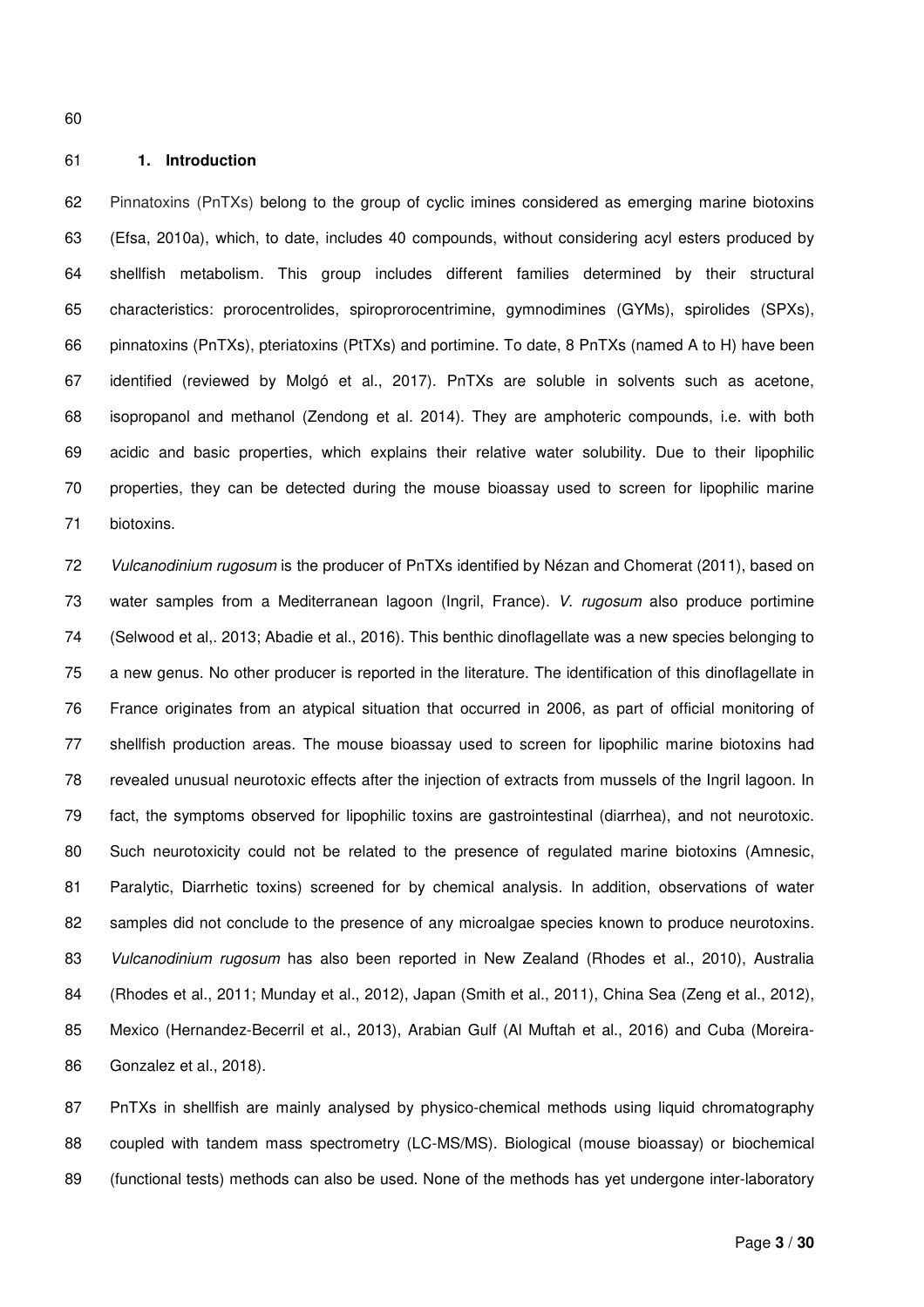## 1. Introduction

Pinnatoxins (PnTXs) belong to the group of cyclic imines considered as emerging marine biotoxins (Efsa, 2010a), which, to date, includes 40 compounds, without considering acyl esters produced by shellfish metabolism. This group includes different families determined by their structural characteristics: prorocentrolides, spiroprorocentrimine, gymnodimines (GYMs), spirolides (SPXs), pinnatoxins (PnTXs), pteriatoxins (PtTXs) and portimine. To date, 8 PnTXs (named A to H) have been identified (reviewed by Molgó et al., 2017). PnTXs are soluble in solvents such as acetone, isopropanol and methanol (Zendong et al. 2014). They are amphoteric compounds, i.e. with both acidic and basic properties, which explains their relative water solubility. Due to their lipophilic properties, they can be detected during the mouse bioassay used to screen for lipophilic marine biotoxins.

*Vulcanodinium rugosum* is the producer of PnTXs identified by Nézan and Chomerat (2011), based on water samples from a Mediterranean lagoon (Ingril, France). *V. rugosum* also produce portimine (Selwood et al,. 2013; Abadie et al., 2016). This benthic dinoflagellate was a new species belonging to a new genus. No other producer is reported in the literature. The identification of this dinoflagellate in France originates from an atypical situation that occurred in 2006, as part of official monitoring of shellfish production areas. The mouse bioassay used to screen for lipophilic marine biotoxins had revealed unusual neurotoxic effects after the injection of extracts from mussels of the Ingril lagoon. In fact, the symptoms observed for lipophilic toxins are gastrointestinal (diarrhea), and not neurotoxic. Such neurotoxicity could not be related to the presence of regulated marine biotoxins (Amnesic, Paralytic, Diarrhetic toxins) screened for by chemical analysis. In addition, observations of water samples did not conclude to the presence of any microalgae species known to produce neurotoxins. *Vulcanodinium rugosum* has also been reported in New Zealand (Rhodes et al., 2010), Australia (Rhodes et al., 2011; Munday et al., 2012), Japan (Smith et al., 2011), China Sea (Zeng et al., 2012), Mexico (Hernandez-Becerril et al., 2013), Arabian Gulf (Al Muftah et al., 2016) and Cuba (Moreira-Gonzalez et al., 2018).

PnTXs in shellfish are mainly analysed by physico-chemical methods using liquid chromatography coupled with tandem mass spectrometry (LC-MS/MS). Biological (mouse bioassay) or biochemical (functional tests) methods can also be used. None of the methods has yet undergone inter-laboratory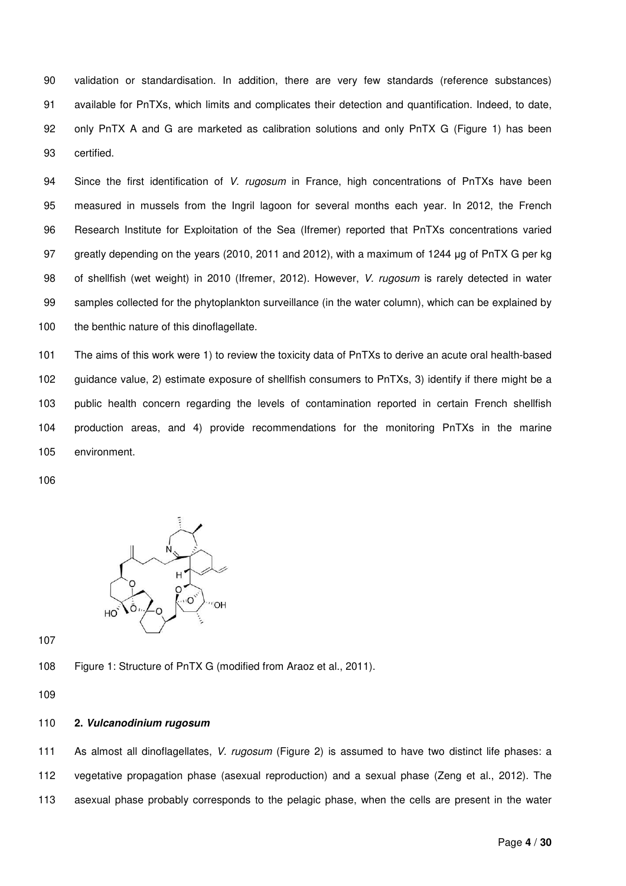validation or standardisation. In addition, there are very few standards (reference substances) available for PnTXs, which limits and complicates their detection and quantification. Indeed, to date, only PnTX A and G are marketed as calibration solutions and only PnTX G (Figure 1) has been certified.

Since the first identification of *V. rugosum* in France, high concentrations of PnTXs have been measured in mussels from the Ingril lagoon for several months each year. In 2012, the French Research Institute for Exploitation of the Sea (Ifremer) reported that PnTXs concentrations varied greatly depending on the years (2010, 2011 and 2012), with a maximum of 1244 µg of PnTX G per kg of shellfish (wet weight) in 2010 (Ifremer, 2012). However, *V. rugosum* is rarely detected in water samples collected for the phytoplankton surveillance (in the water column), which can be explained by the benthic nature of this dinoflagellate.

The aims of this work were 1) to review the toxicity data of PnTXs to derive an acute oral health-based guidance value, 2) estimate exposure of shellfish consumers to PnTXs, 3) identify if there might be a public health concern regarding the levels of contamination reported in certain French shellfish production areas, and 4) provide recommendations for the monitoring PnTXs in the marine environment.

Figure 1: Structure of PnTX G (modified from Araoz et al., 2011).

## 2. *Vulcanodinium rugosum*

As almost all dinoflagellates, *V. rugosum* (Figure 2) is assumed to have two distinct life phases: a vegetative propagation phase (asexual reproduction) and a sexual phase (Zeng et al., 2012). The asexual phase probably corresponds to the pelagic phase, when the cells are present in the water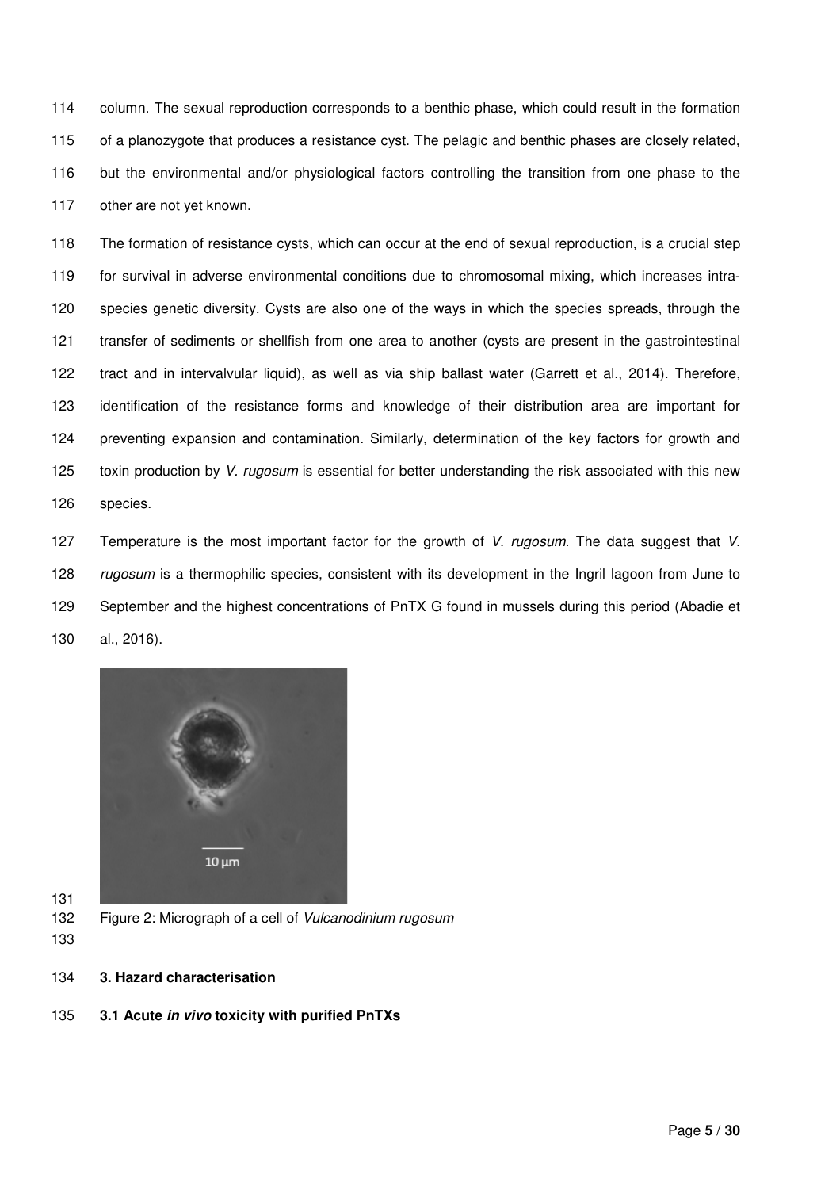column. The sexual reproduction corresponds to a benthic phase, which could result in the formation of a planozygote that produces a resistance cyst. The pelagic and benthic phases are closely related, but the environmental and/or physiological factors controlling the transition from one phase to the other are not yet known.

The formation of resistance cysts, which can occur at the end of sexual reproduction, is a crucial step for survival in adverse environmental conditions due to chromosomal mixing, which increases intra-species genetic diversity. Cysts are also one of the ways in which the species spreads, through the transfer of sediments or shellfish from one area to another (cysts are present in the gastrointestinal tract and in intervalvular liquid), as well as via ship ballast water (Garrett et al., 2014). Therefore, identification of the resistance forms and knowledge of their distribution area are important for preventing expansion and contamination. Similarly, determination of the key factors for growth and toxin production by *V. rugosum* is essential for better understanding the risk associated with this new species.

Temperature is the most important factor for the growth of *V. rugosum*. The data suggest that *V. rugosum* is a thermophilic species, consistent with its development in the Ingril lagoon from June to September and the highest concentrations of PnTX G found in mussels during this period (Abadie et al., 2016).

Figure 2: Micrograph of a cell of *Vulcanodinium rugosum*

## 3. Hazard characterisation

### 3.1 Acute *in vivo* toxicity with purified PnTXs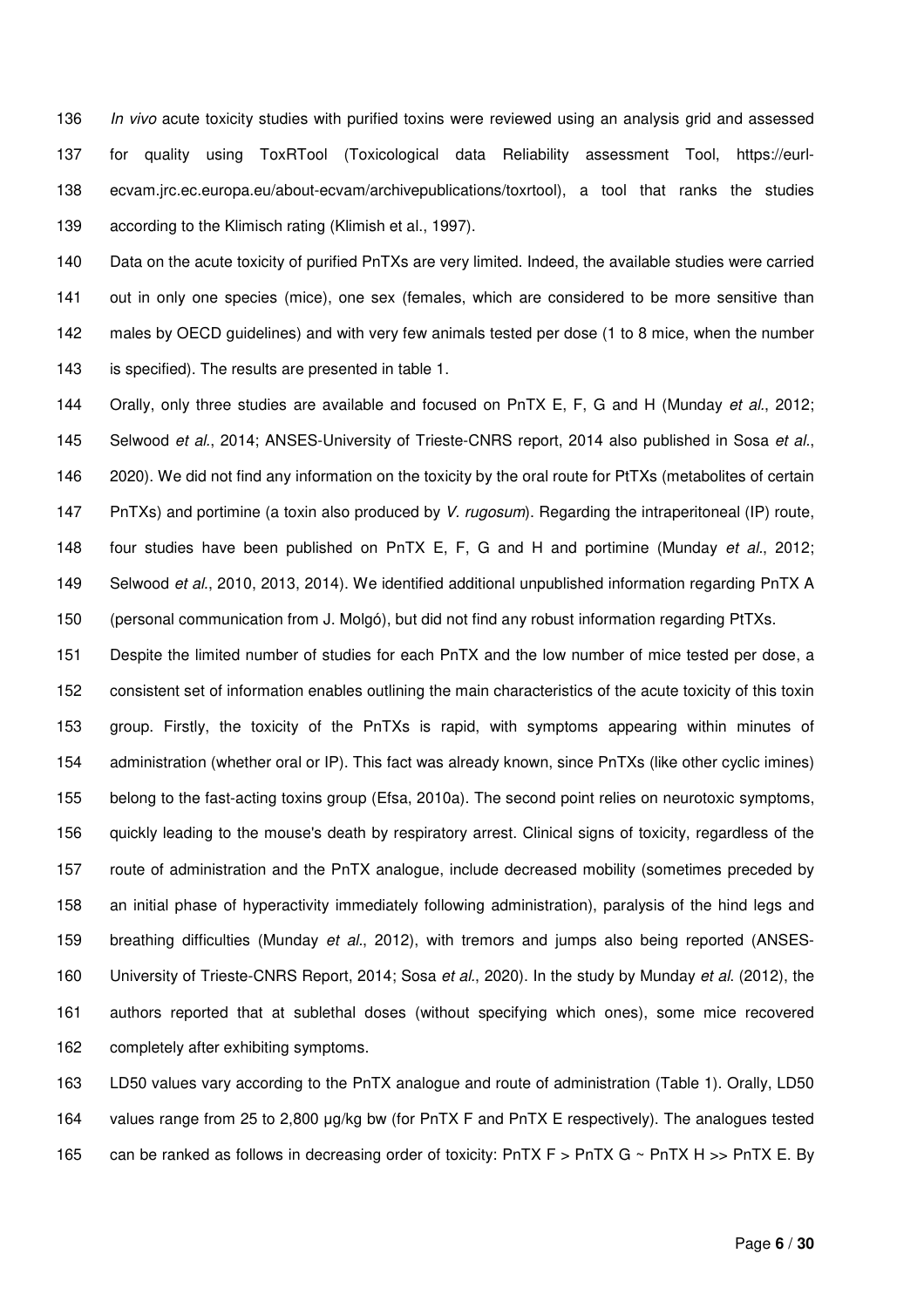*In vivo* acute toxicity studies with purified toxins were reviewed using an analysis grid and assessed for quality using ToxRTool (Toxicological data Reliability assessment Tool, https://eurl-ecvam.jrc.ec.europa.eu/about-ecvam/archivepublications/toxrtool), a tool that ranks the studies according to the Klimisch rating (Klimish et al., 1997).

Data on the acute toxicity of purified PnTXs are very limited. Indeed, the available studies were carried out in only one species (mice), one sex (females, which are considered to be more sensitive than males by OECD guidelines) and with very few animals tested per dose (1 to 8 mice, when the number is specified). The results are presented in table 1.

Orally, only three studies are available and focused on PnTX E, F, G and H (Munday *et al*., 2012; Selwood *et al*., 2014; ANSES-University of Trieste-CNRS report, 2014 also published in Sosa *et al*., 2020). We did not find any information on the toxicity by the oral route for PtTXs (metabolites of certain PnTXs) and portimine (a toxin also produced by *V. rugosum*). Regarding the intraperitoneal (IP) route, four studies have been published on PnTX E, F, G and H and portimine (Munday *et al*., 2012; Selwood *et al*., 2010, 2013, 2014). We identified additional unpublished information regarding PnTX A (personal communication from J. Molgó), but did not find any robust information regarding PtTXs.

Despite the limited number of studies for each PnTX and the low number of mice tested per dose, a consistent set of information enables outlining the main characteristics of the acute toxicity of this toxin group. Firstly, the toxicity of the PnTXs is rapid, with symptoms appearing within minutes of administration (whether oral or IP). This fact was already known, since PnTXs (like other cyclic imines) belong to the fast-acting toxins group (Efsa, 2010a). The second point relies on neurotoxic symptoms, quickly leading to the mouse's death by respiratory arrest. Clinical signs of toxicity, regardless of the route of administration and the PnTX analogue, include decreased mobility (sometimes preceded by an initial phase of hyperactivity immediately following administration), paralysis of the hind legs and breathing difficulties (Munday *et al*., 2012), with tremors and jumps also being reported (ANSES-University of Trieste-CNRS Report, 2014; Sosa *et al*., 2020). In the study by Munday *et al*. (2012), the authors reported that at sublethal doses (without specifying which ones), some mice recovered completely after exhibiting symptoms.

LD50 values vary according to the PnTX analogue and route of administration (Table 1). Orally, LD50 values range from 25 to 2,800 µg/kg bw (for PnTX F and PnTX E respectively). The analogues tested can be ranked as follows in decreasing order of toxicity: PnTX F > PnTX G ~ PnTX H >> PnTX E. By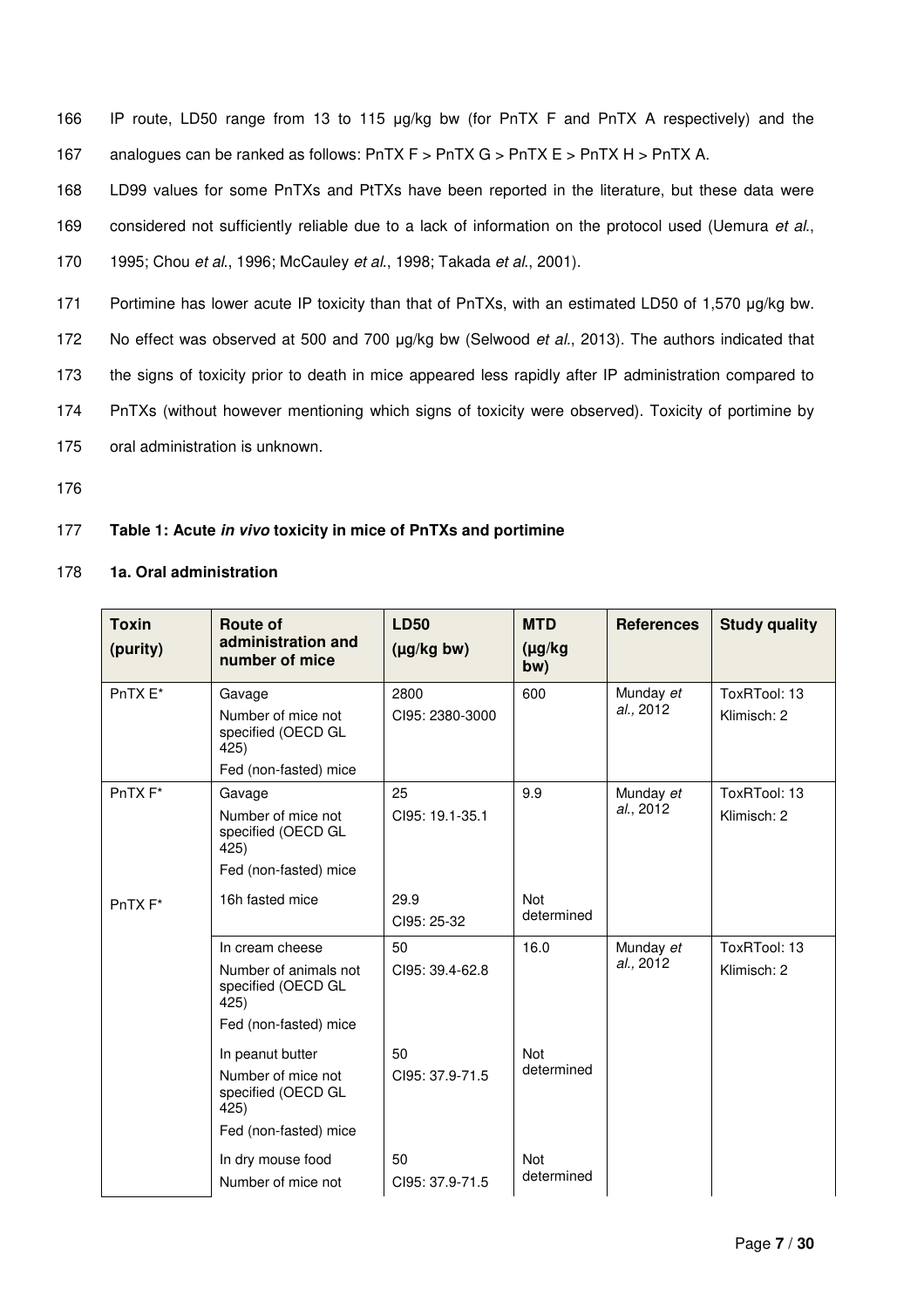IP route, LD50 range from 13 to 115 µg/kg bw (for PnTX F and PnTX A respectively) and the analogues can be ranked as follows: PnTX F > PnTX G > PnTX E > PnTX H > PnTX A.

LD99 values for some PnTXs and PtTXs have been reported in the literature, but these data were considered not sufficiently reliable due to a lack of information on the protocol used (Uemura *et al*., 1995; Chou *et al*., 1996; McCauley *et al*., 1998; Takada *et al*., 2001).

Portimine has lower acute IP toxicity than that of PnTXs, with an estimated LD50 of 1,570 µg/kg bw. No effect was observed at 500 and 700 µg/kg bw (Selwood *et al*., 2013). The authors indicated that the signs of toxicity prior to death in mice appeared less rapidly after IP administration compared to PnTXs (without however mentioning which signs of toxicity were observed). Toxicity of portimine by oral administration is unknown.

**Table 1: Acute *in vivo* toxicity in mice of PnTXs and portimine**

**1a. Oral administration**

| Toxin (purity) | Route of administration and number of mice | LD50 (µg/kg bw) | MTD (µg/kg bw) | References | Study quality |
|---|---|---|---|---|---|
| PnTX E* | Gavage<br>Number of mice not specified (OECD GL 425)<br>Fed (non-fasted) mice | 2800<br>CI95: 2380-3000 | 600 | Munday *et al.,* 2012 | ToxRTool: 13<br>Klimisch: 2 |
| PnTX F* | Gavage<br>Number of mice not specified (OECD GL 425)<br>Fed (non-fasted) mice | 25<br>CI95: 19.1-35.1 | 9.9 | Munday *et al*., 2012 | ToxRTool: 13<br>Klimisch: 2 |
| PnTX F* | 16h fasted mice | 29.9<br>CI95: 25-32 | Not determined | | |
| | In cream cheese<br>Number of animals not specified (OECD GL 425)<br>Fed (non-fasted) mice | 50<br>CI95: 39.4-62.8 | 16.0 | Munday *et al*., 2012 | ToxRTool: 13<br>Klimisch: 2 |
| | In peanut butter<br>Number of mice not specified (OECD GL 425)<br>Fed (non-fasted) mice | 50<br>CI95: 37.9-71.5 | Not determined | | |
| | In dry mouse food<br>Number of mice not | 50<br>CI95: 37.9-71.5 | Not determined | | |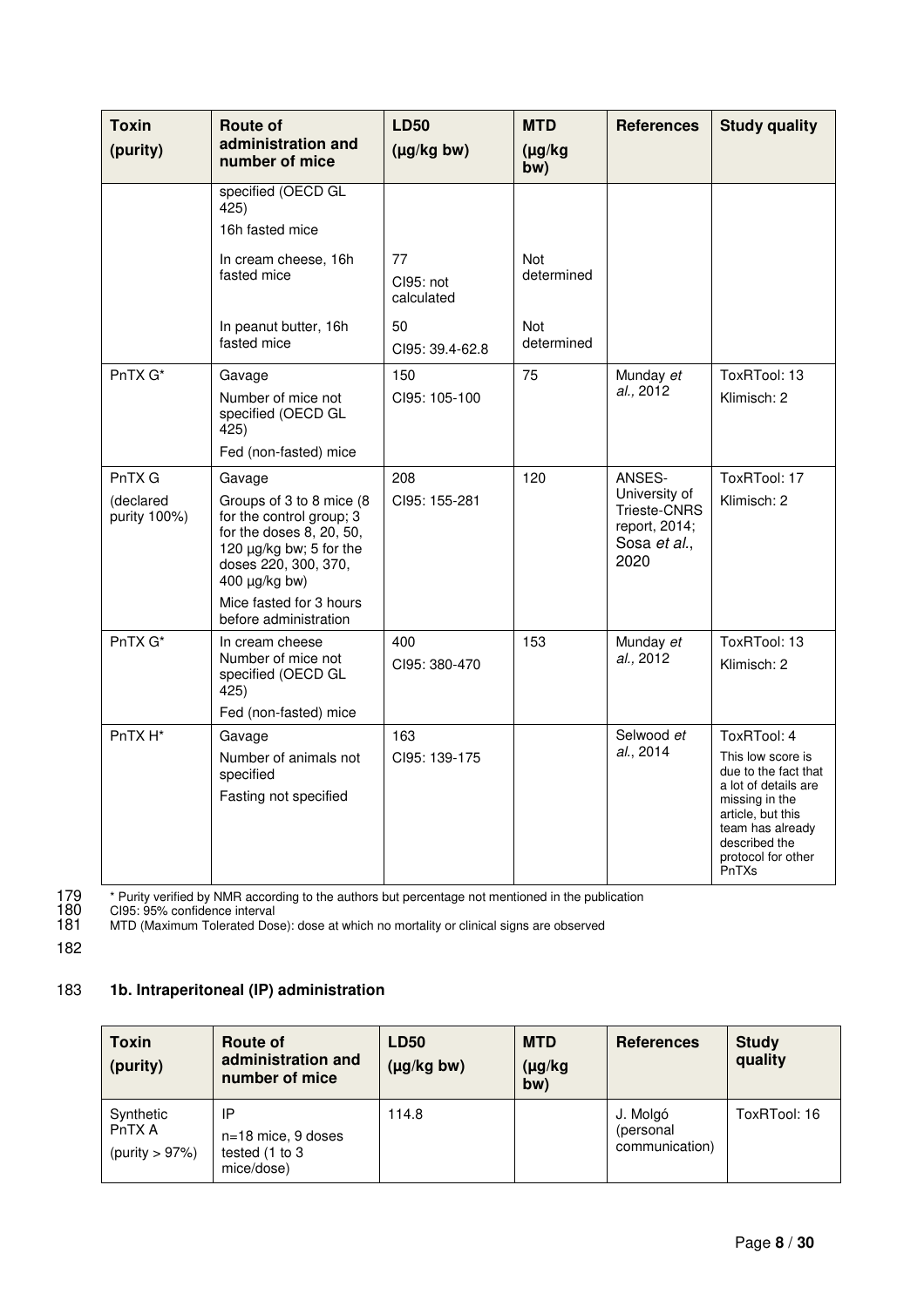| Toxin (purity) | Route of administration and number of mice | LD50 (µg/kg bw) | MTD (µg/kg bw) | References | Study quality |
|---|---|---|---|---|---|
| | specified (OECD GL 425)<br>16h fasted mice | | | | |
| | In cream cheese, 16h fasted mice | 77<br>CI95: not calculated | Not determined | | |
| | In peanut butter, 16h fasted mice | 50<br>CI95: 39.4-62.8 | Not determined | | |
| PnTX G* | Gavage<br>Number of mice not specified (OECD GL 425)<br>Fed (non-fasted) mice | 150<br>CI95: 105-100 | 75 | Munday *et al.,* 2012 | ToxRTool: 13<br>Klimisch: 2 |
| PnTX G<br>(declared purity 100%) | Gavage<br>Groups of 3 to 8 mice (8 for the control group; 3 for the doses 8, 20, 50, 120 µg/kg bw; 5 for the doses 220, 300, 370, 400 µg/kg bw)<br>Mice fasted for 3 hours before administration | 208<br>CI95: 155-281 | 120 | ANSES-University of Trieste-CNRS report, 2014; Sosa *et al.*, 2020 | ToxRTool: 17<br>Klimisch: 2 |
| PnTX G* | In cream cheese<br>Number of mice not specified (OECD GL 425)<br>Fed (non-fasted) mice | 400<br>CI95: 380-470 | 153 | Munday *et al.,* 2012 | ToxRTool: 13<br>Klimisch: 2 |
| PnTX H* | Gavage<br>Number of animals not specified<br>Fasting not specified | 163<br>CI95: 139-175 | | Selwood *et al.*, 2014 | ToxRTool: 4<br>This low score is due to the fact that a lot of details are missing in the article, but this team has already described the protocol for other PnTXs |

179 * Purity verified by NMR according to the authors but percentage not mentioned in the publication
180 CI95: 95% confidence interval
181 MTD (Maximum Tolerated Dose): dose at which no mortality or clinical signs are observed

182

### 183 1b. Intraperitoneal (IP) administration

| Toxin (purity) | Route of administration and number of mice | LD50 (µg/kg bw) | MTD (µg/kg bw) | References | Study quality |
|---|---|---|---|---|---|
| Synthetic PnTX A<br>(purity > 97%) | IP<br>n=18 mice, 9 doses tested (1 to 3 mice/dose) | 114.8 | | J. Molgó (personal communication) | ToxRTool: 16 |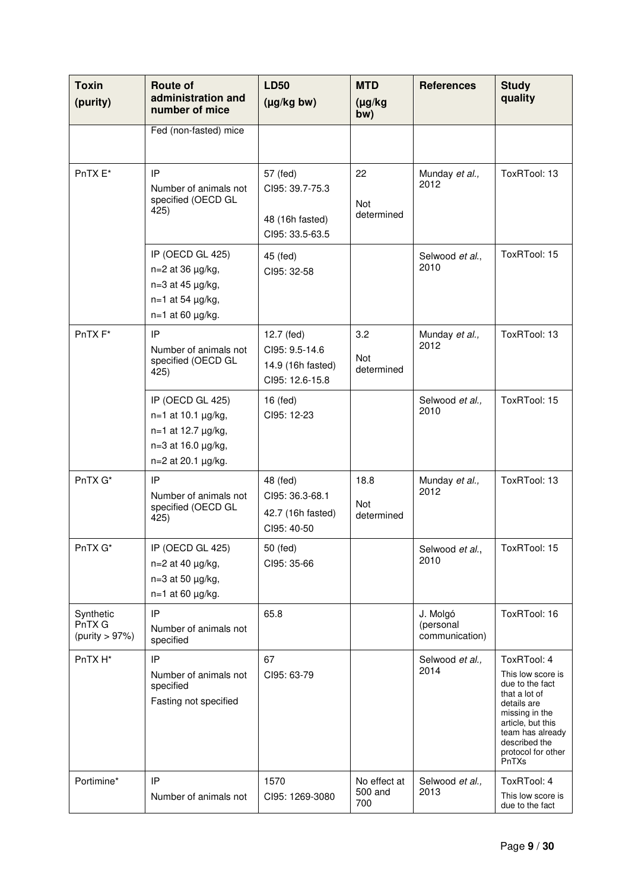| Toxin (purity) | Route of administration and number of mice | LD50 (µg/kg bw) | MTD (µg/kg bw) | References | Study quality |
|---|---|---|---|---|---|
| | Fed (non-fasted) mice | | | | |
| PnTX E* | IP<br>Number of animals not specified (OECD GL 425) | 57 (fed)<br>CI95: 39.7-75.3<br><br>48 (16h fasted)<br>CI95: 33.5-63.5 | 22<br><br>Not determined | Munday *et al.*, 2012 | ToxRTool: 13 |
| | IP (OECD GL 425)<br>n=2 at 36 µg/kg,<br>n=3 at 45 µg/kg,<br>n=1 at 54 µg/kg,<br>n=1 at 60 µg/kg. | 45 (fed)<br>CI95: 32-58 | | Selwood *et al.*, 2010 | ToxRTool: 15 |
| PnTX F* | IP<br>Number of animals not specified (OECD GL 425) | 12.7 (fed)<br>CI95: 9.5-14.6<br>14.9 (16h fasted)<br>CI95: 12.6-15.8 | 3.2<br><br>Not determined | Munday *et al.*, 2012 | ToxRTool: 13 |
| | IP (OECD GL 425)<br>n=1 at 10.1 µg/kg,<br>n=1 at 12.7 µg/kg,<br>n=3 at 16.0 µg/kg,<br>n=2 at 20.1 µg/kg. | 16 (fed)<br>CI95: 12-23 | | Selwood *et al.*, 2010 | ToxRTool: 15 |
| PnTX G* | IP<br>Number of animals not specified (OECD GL 425) | 48 (fed)<br>CI95: 36.3-68.1<br>42.7 (16h fasted)<br>CI95: 40-50 | 18.8<br><br>Not determined | Munday *et al.*, 2012 | ToxRTool: 13 |
| PnTX G* | IP (OECD GL 425)<br>n=2 at 40 µg/kg,<br>n=3 at 50 µg/kg,<br>n=1 at 60 µg/kg. | 50 (fed)<br>CI95: 35-66 | | Selwood *et al.*, 2010 | ToxRTool: 15 |
| Synthetic PnTX G (purity > 97%) | IP<br>Number of animals not specified | 65.8 | | J. Molgó (personal communication) | ToxRTool: 16 |
| PnTX H* | IP<br>Number of animals not specified<br>Fasting not specified | 67<br>CI95: 63-79 | | Selwood *et al.*, 2014 | ToxRTool: 4<br>This low score is due to the fact that a lot of details are missing in the article, but this team has already described the protocol for other PnTXs |
| Portimine* | IP<br>Number of animals not | 1570<br>CI95: 1269-3080 | No effect at 500 and 700 | Selwood *et al.*, 2013 | ToxRTool: 4<br>This low score is due to the fact |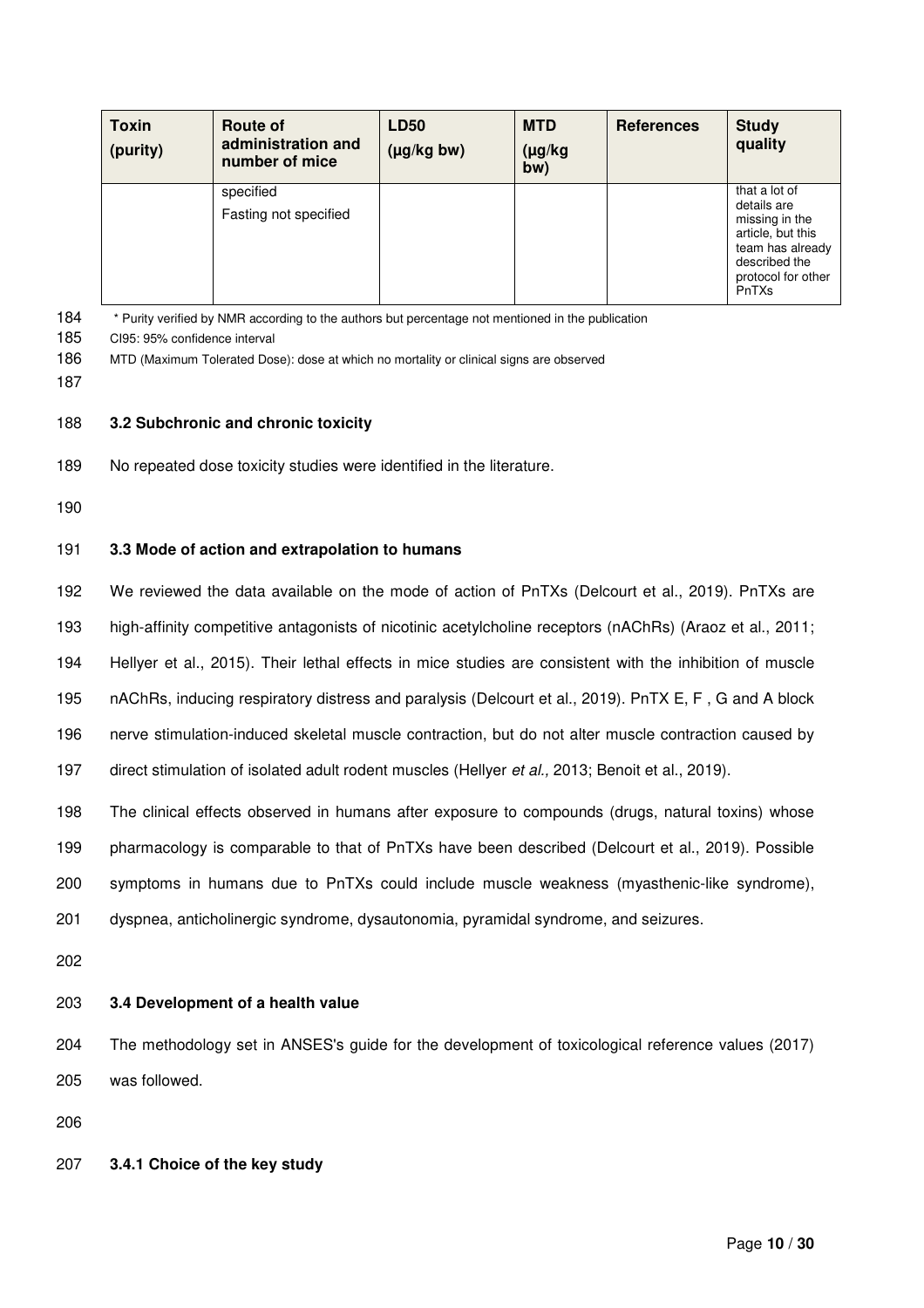| Toxin (purity) | Route of administration and number of mice | LD50 (µg/kg bw) | MTD (µg/kg bw) | References | Study quality |
|---|---|---|---|---|---|
| | specified<br>Fasting not specified | | | | that a lot of details are missing in the article, but this team has already described the protocol for other PnTXs |

\* Purity verified by NMR according to the authors but percentage not mentioned in the publication

CI95: 95% confidence interval

MTD (Maximum Tolerated Dose): dose at which no mortality or clinical signs are observed

### 3.2 Subchronic and chronic toxicity

No repeated dose toxicity studies were identified in the literature.

### 3.3 Mode of action and extrapolation to humans

We reviewed the data available on the mode of action of PnTXs (Delcourt et al., 2019). PnTXs are high-affinity competitive antagonists of nicotinic acetylcholine receptors (nAChRs) (Araoz et al., 2011; Hellyer et al., 2015). Their lethal effects in mice studies are consistent with the inhibition of muscle nAChRs, inducing respiratory distress and paralysis (Delcourt et al., 2019). PnTX E, F , G and A block nerve stimulation-induced skeletal muscle contraction, but do not alter muscle contraction caused by direct stimulation of isolated adult rodent muscles (Hellyer *et al.,* 2013; Benoit et al., 2019).

The clinical effects observed in humans after exposure to compounds (drugs, natural toxins) whose pharmacology is comparable to that of PnTXs have been described (Delcourt et al., 2019). Possible symptoms in humans due to PnTXs could include muscle weakness (myasthenic-like syndrome), dyspnea, anticholinergic syndrome, dysautonomia, pyramidal syndrome, and seizures.

### 3.4 Development of a health value

The methodology set in ANSES's guide for the development of toxicological reference values (2017) was followed.

#### 3.4.1 Choice of the key study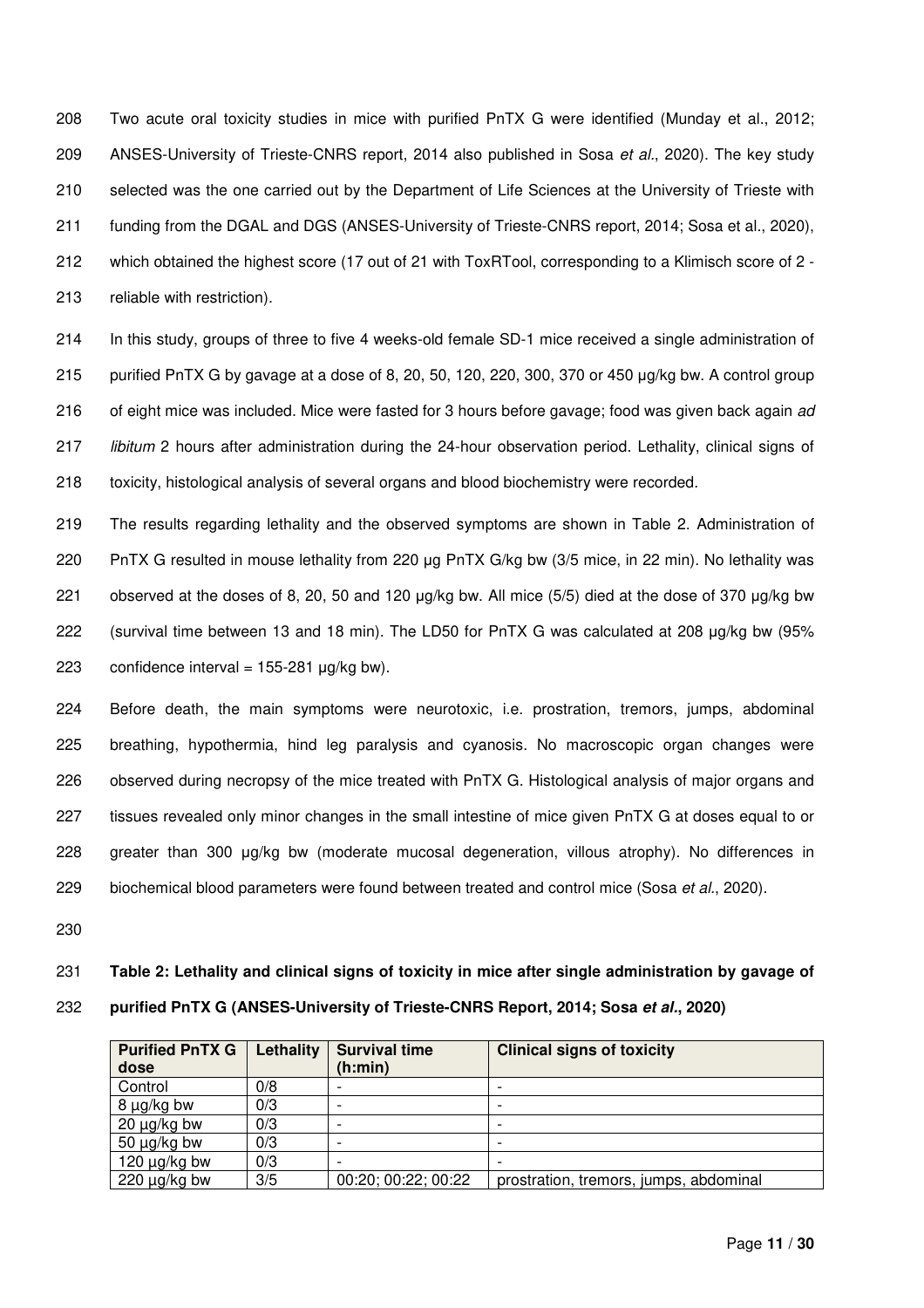Two acute oral toxicity studies in mice with purified PnTX G were identified (Munday et al., 2012; ANSES-University of Trieste-CNRS report, 2014 also published in Sosa *et al.*, 2020). The key study selected was the one carried out by the Department of Life Sciences at the University of Trieste with funding from the DGAL and DGS (ANSES-University of Trieste-CNRS report, 2014; Sosa et al., 2020), which obtained the highest score (17 out of 21 with ToxRTool, corresponding to a Klimisch score of 2 - reliable with restriction).

In this study, groups of three to five 4 weeks-old female SD-1 mice received a single administration of purified PnTX G by gavage at a dose of 8, 20, 50, 120, 220, 300, 370 or 450 µg/kg bw. A control group of eight mice was included. Mice were fasted for 3 hours before gavage; food was given back again *ad libitum* 2 hours after administration during the 24-hour observation period. Lethality, clinical signs of toxicity, histological analysis of several organs and blood biochemistry were recorded.

The results regarding lethality and the observed symptoms are shown in Table 2. Administration of PnTX G resulted in mouse lethality from 220 µg PnTX G/kg bw (3/5 mice, in 22 min). No lethality was observed at the doses of 8, 20, 50 and 120 µg/kg bw. All mice (5/5) died at the dose of 370 µg/kg bw (survival time between 13 and 18 min). The LD50 for PnTX G was calculated at 208 µg/kg bw (95% confidence interval = 155-281 µg/kg bw).

Before death, the main symptoms were neurotoxic, i.e. prostration, tremors, jumps, abdominal breathing, hypothermia, hind leg paralysis and cyanosis. No macroscopic organ changes were observed during necropsy of the mice treated with PnTX G. Histological analysis of major organs and tissues revealed only minor changes in the small intestine of mice given PnTX G at doses equal to or greater than 300 µg/kg bw (moderate mucosal degeneration, villous atrophy). No differences in biochemical blood parameters were found between treated and control mice (Sosa *et al.*, 2020).

**Table 2: Lethality and clinical signs of toxicity in mice after single administration by gavage of purified PnTX G (ANSES-University of Trieste-CNRS Report, 2014; Sosa *et al.*, 2020)**

| Purified PnTX G dose | Lethality | Survival time (h:min) | Clinical signs of toxicity |
|---|---|---|---|
| Control | 0/8 | - | - |
| 8 µg/kg bw | 0/3 | - | - |
| 20 µg/kg bw | 0/3 | - | - |
| 50 µg/kg bw | 0/3 | - | - |
| 120 µg/kg bw | 0/3 | - | - |
| 220 µg/kg bw | 3/5 | 00:20; 00:22; 00:22 | prostration, tremors, jumps, abdominal |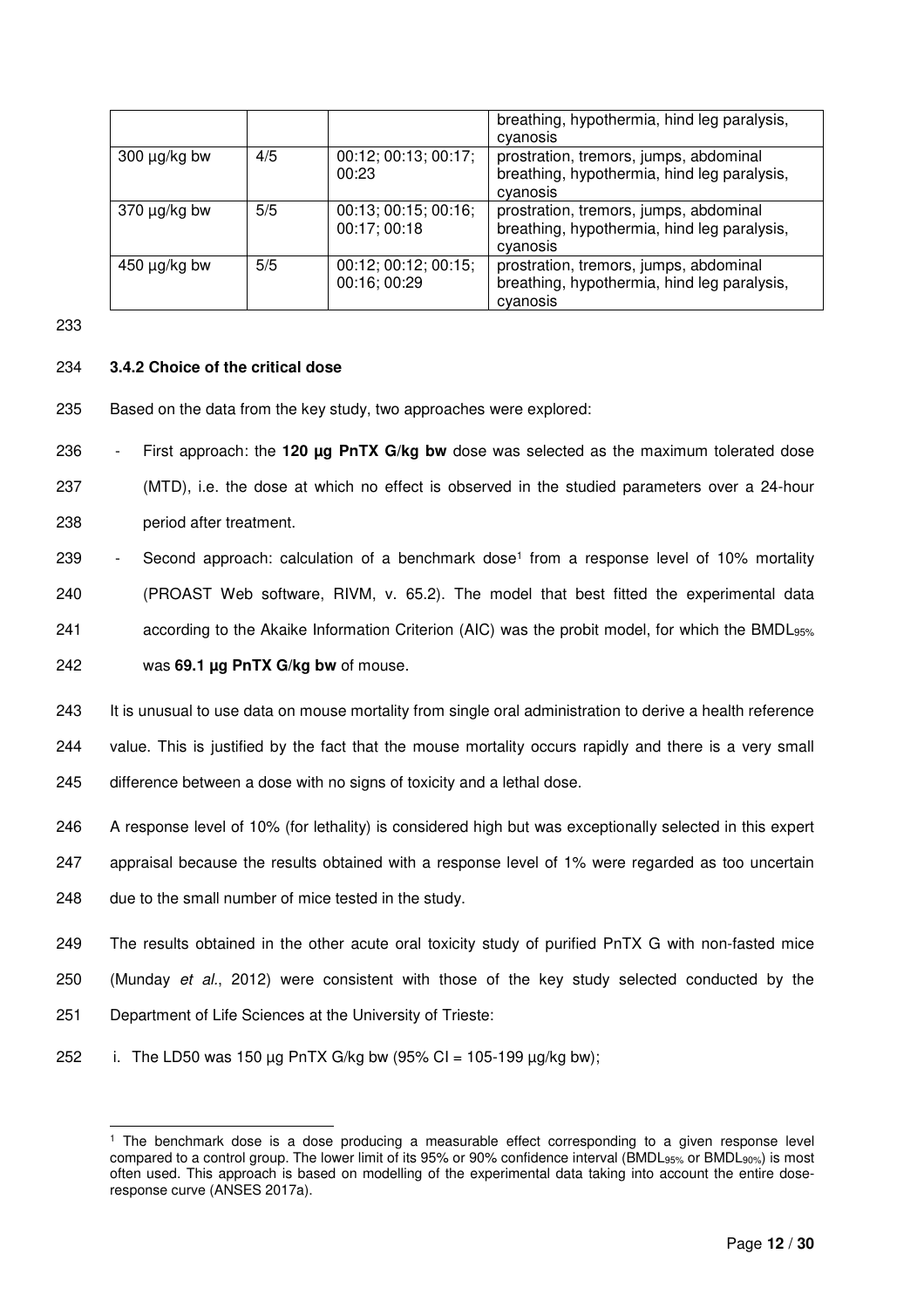| | | | breathing, hypothermia, hind leg paralysis, cyanosis |
|---|---|---|---|
| 300 µg/kg bw | 4/5 | 00:12; 00:13; 00:17; 00:23 | prostration, tremors, jumps, abdominal breathing, hypothermia, hind leg paralysis, cyanosis |
| 370 µg/kg bw | 5/5 | 00:13; 00:15; 00:16; 00:17; 00:18 | prostration, tremors, jumps, abdominal breathing, hypothermia, hind leg paralysis, cyanosis |
| 450 µg/kg bw | 5/5 | 00:12; 00:12; 00:15; 00:16; 00:29 | prostration, tremors, jumps, abdominal breathing, hypothermia, hind leg paralysis, cyanosis |

233

### 234 3.4.2 Choice of the critical dose

235 Based on the data from the key study, two approaches were explored:

236 - First approach: the **120 µg PnTX G/kg bw** dose was selected as the maximum tolerated dose
237 (MTD), i.e. the dose at which no effect is observed in the studied parameters over a 24-hour
238 period after treatment.

239 - Second approach: calculation of a benchmark dose[1] from a response level of 10% mortality
240 (PROAST Web software, RIVM, v. 65.2). The model that best fitted the experimental data
241 according to the Akaike Information Criterion (AIC) was the probit model, for which the $BMDL_{95\%}$
242 was **69.1 µg PnTX G/kg bw** of mouse.

243 It is unusual to use data on mouse mortality from single oral administration to derive a health reference
244 value. This is justified by the fact that the mouse mortality occurs rapidly and there is a very small
245 difference between a dose with no signs of toxicity and a lethal dose.

246 A response level of 10% (for lethality) is considered high but was exceptionally selected in this expert
247 appraisal because the results obtained with a response level of 1% were regarded as too uncertain
248 due to the small number of mice tested in the study.

249 The results obtained in the other acute oral toxicity study of purified PnTX G with non-fasted mice
250 (Munday *et al*., 2012) were consistent with those of the key study selected conducted by the
251 Department of Life Sciences at the University of Trieste:

252 i. The LD50 was 150 µg PnTX G/kg bw (95% CI = 105-199 µg/kg bw);

[1] The benchmark dose is a dose producing a measurable effect corresponding to a given response level compared to a control group. The lower limit of its 95% or 90% confidence interval ($BMDL_{95\%}$ or $BMDL_{90\%}$) is most often used. This approach is based on modelling of the experimental data taking into account the entire dose-response curve (ANSES 2017a).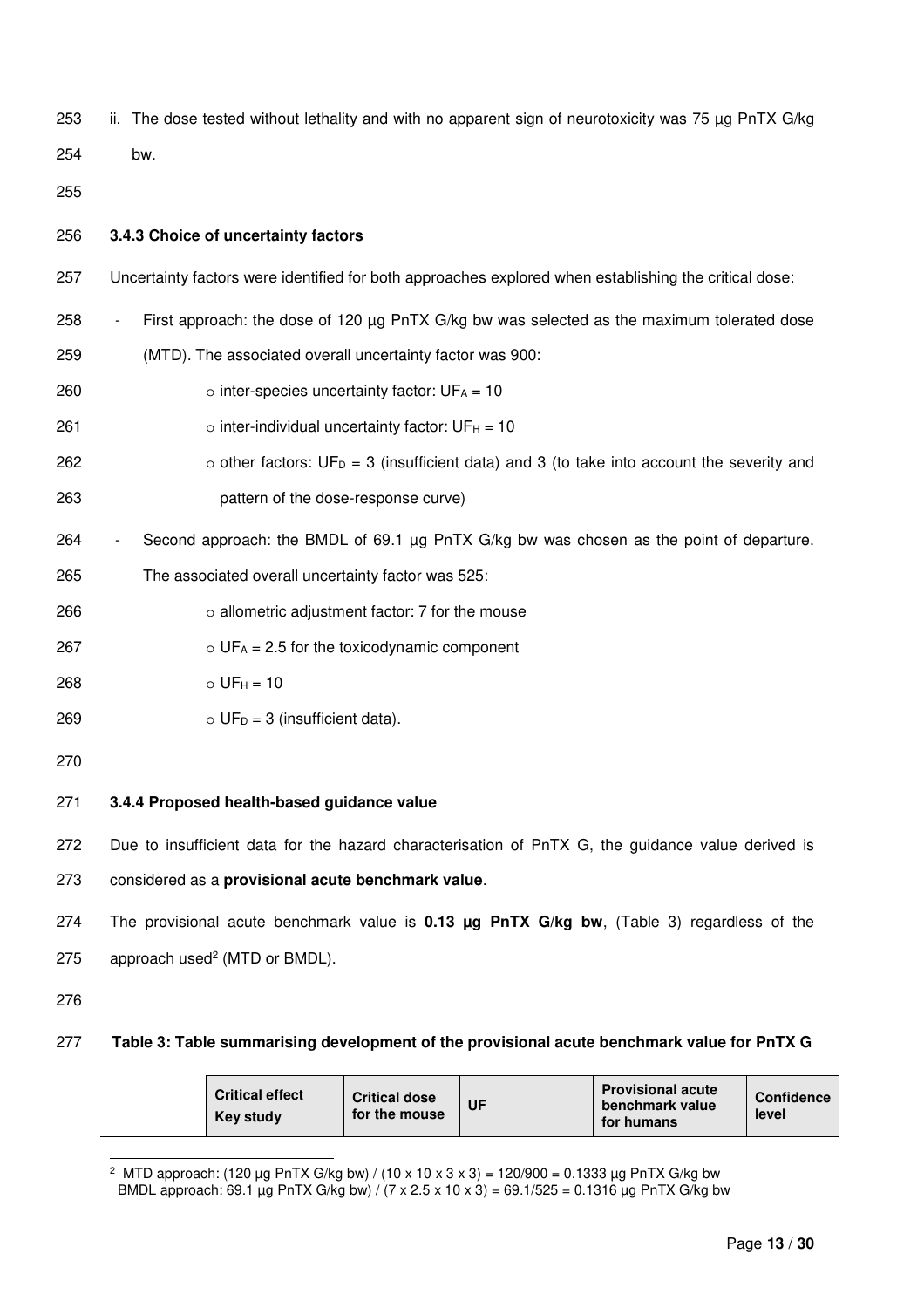ii. The dose tested without lethality and with no apparent sign of neurotoxicity was 75 µg PnTX G/kg bw.

### 3.4.3 Choice of uncertainty factors

Uncertainty factors were identified for both approaches explored when establishing the critical dose:

- First approach: the dose of 120 µg PnTX G/kg bw was selected as the maximum tolerated dose (MTD). The associated overall uncertainty factor was 900:
  - inter-species uncertainty factor: $UF_A = 10$
  - inter-individual uncertainty factor: $UF_H = 10$
  - other factors: $UF_D = 3$ (insufficient data) and 3 (to take into account the severity and pattern of the dose-response curve)
- Second approach: the BMDL of 69.1 µg PnTX G/kg bw was chosen as the point of departure. The associated overall uncertainty factor was 525:
  - allometric adjustment factor: 7 for the mouse
  - $UF_A = 2.5$ for the toxicodynamic component
  - $UF_H = 10$
  - $UF_D = 3$ (insufficient data).

### 3.4.4 Proposed health-based guidance value

Due to insufficient data for the hazard characterisation of PnTX G, the guidance value derived is considered as a **provisional acute benchmark value**.

The provisional acute benchmark value is **0.13 µg PnTX G/kg bw**, (Table 3) regardless of the approach used[2] (MTD or BMDL).

**Table 3: Table summarising development of the provisional acute benchmark value for PnTX G**

| Critical effect Key study | Critical dose for the mouse | UF | Provisional acute benchmark value for humans | Confidence level |
|---|---|---|---|---|

[2] MTD approach: (120 µg PnTX G/kg bw) / (10 x 10 x 3 x 3) = 120/900 = 0.1333 µg PnTX G/kg bw
BMDL approach: 69.1 µg PnTX G/kg bw) / (7 x 2.5 x 10 x 3) = 69.1/525 = 0.1316 µg PnTX G/kg bw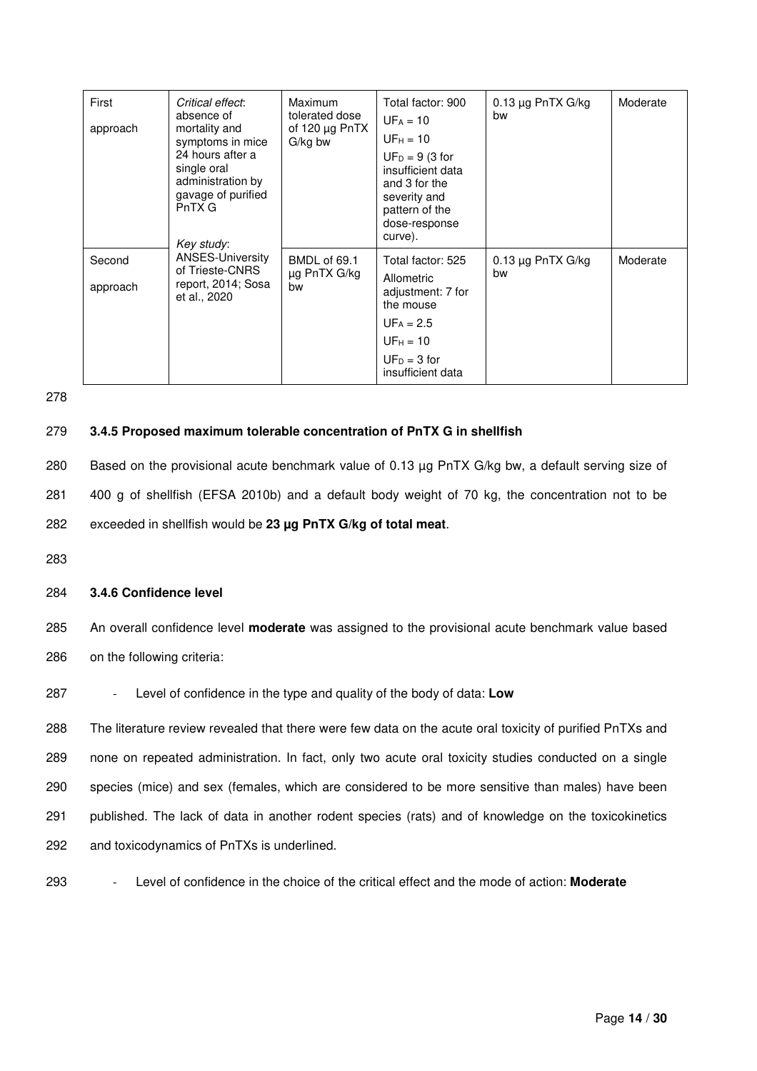| First approach | *Critical effect*: absence of mortality and symptoms in mice 24 hours after a single oral administration by gavage of purified PnTX G<br><br>*Key study*: ANSES-University of Trieste-CNRS report, 2014; Sosa et al., 2020 | Maximum tolerated dose of 120 µg PnTX G/kg bw | Total factor: 900<br>$UF_A = 10$<br>$UF_H = 10$<br>$UF_D = 9$ (3 for insufficient data and 3 for the severity and pattern of the dose-response curve). | 0.13 µg PnTX G/kg bw | Moderate |
|---|---|---|---|---|---|
| Second approach | | BMDL of 69.1 µg PnTX G/kg bw | Total factor: 525<br>Allometric adjustment: 7 for the mouse<br>$UF_A = 2.5$<br>$UF_H = 10$<br>$UF_D = 3$ for insufficient data | 0.13 µg PnTX G/kg bw | Moderate |

### 3.4.5 Proposed maximum tolerable concentration of PnTX G in shellfish

Based on the provisional acute benchmark value of 0.13 µg PnTX G/kg bw, a default serving size of 400 g of shellfish (EFSA 2010b) and a default body weight of 70 kg, the concentration not to be exceeded in shellfish would be **23 µg PnTX G/kg of total meat**.

### 3.4.6 Confidence level

An overall confidence level **moderate** was assigned to the provisional acute benchmark value based on the following criteria:

- Level of confidence in the type and quality of the body of data: **Low**

The literature review revealed that there were few data on the acute oral toxicity of purified PnTXs and none on repeated administration. In fact, only two acute oral toxicity studies conducted on a single species (mice) and sex (females, which are considered to be more sensitive than males) have been published. The lack of data in another rodent species (rats) and of knowledge on the toxicokinetics and toxicodynamics of PnTXs is underlined.

- Level of confidence in the choice of the critical effect and the mode of action: **Moderate**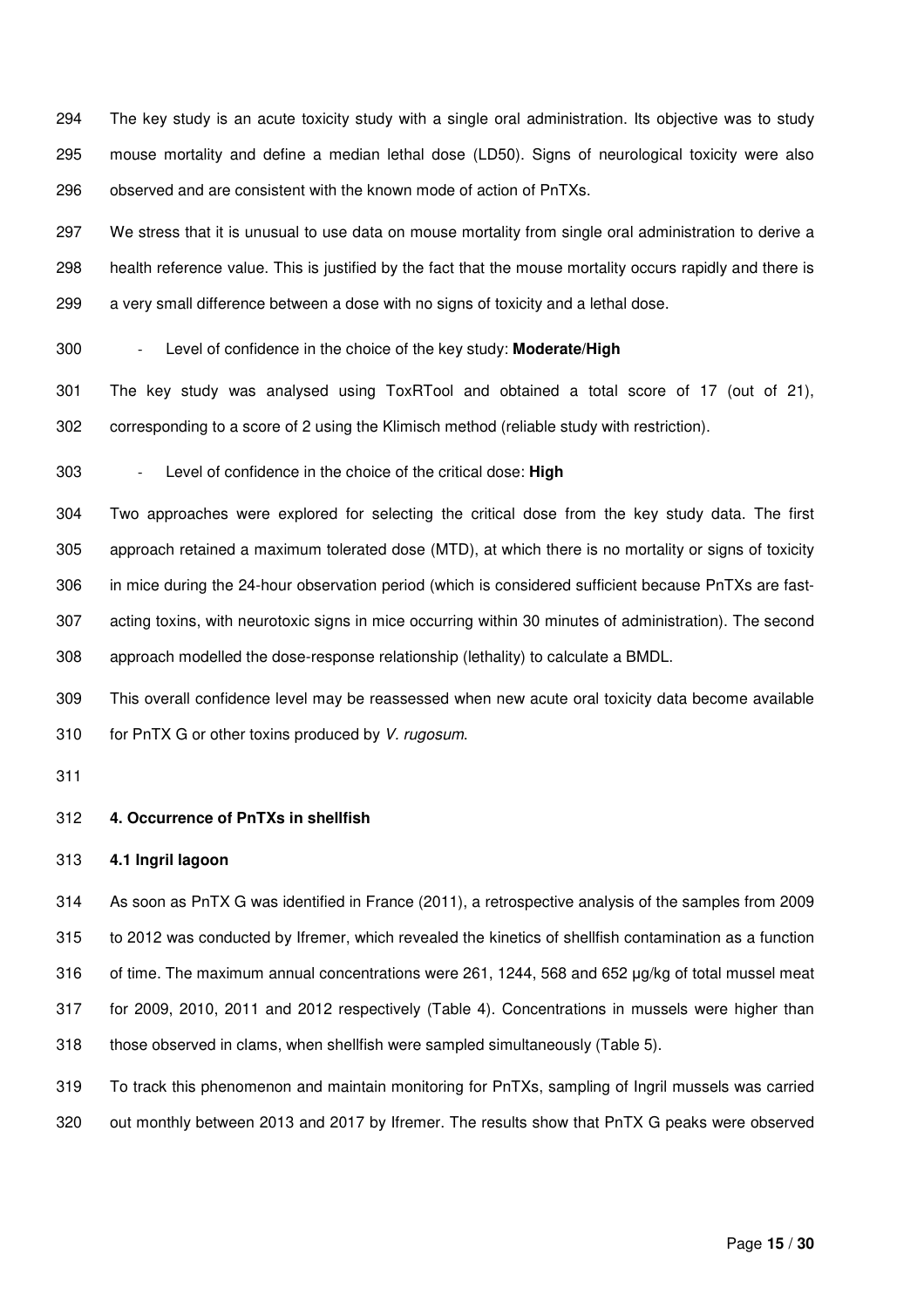The key study is an acute toxicity study with a single oral administration. Its objective was to study mouse mortality and define a median lethal dose (LD50). Signs of neurological toxicity were also observed and are consistent with the known mode of action of PnTXs.

We stress that it is unusual to use data on mouse mortality from single oral administration to derive a health reference value. This is justified by the fact that the mouse mortality occurs rapidly and there is a very small difference between a dose with no signs of toxicity and a lethal dose.

- Level of confidence in the choice of the key study: **Moderate/High**

The key study was analysed using ToxRTool and obtained a total score of 17 (out of 21), corresponding to a score of 2 using the Klimisch method (reliable study with restriction).

- Level of confidence in the choice of the critical dose: **High**

Two approaches were explored for selecting the critical dose from the key study data. The first approach retained a maximum tolerated dose (MTD), at which there is no mortality or signs of toxicity in mice during the 24-hour observation period (which is considered sufficient because PnTXs are fast-acting toxins, with neurotoxic signs in mice occurring within 30 minutes of administration). The second approach modelled the dose-response relationship (lethality) to calculate a BMDL.

This overall confidence level may be reassessed when new acute oral toxicity data become available for PnTX G or other toxins produced by *V. rugosum*.

## 4. Occurrence of PnTXs in shellfish

### 4.1 Ingril lagoon

As soon as PnTX G was identified in France (2011), a retrospective analysis of the samples from 2009 to 2012 was conducted by Ifremer, which revealed the kinetics of shellfish contamination as a function of time. The maximum annual concentrations were 261, 1244, 568 and 652 µg/kg of total mussel meat for 2009, 2010, 2011 and 2012 respectively (Table 4). Concentrations in mussels were higher than those observed in clams, when shellfish were sampled simultaneously (Table 5).

To track this phenomenon and maintain monitoring for PnTXs, sampling of Ingril mussels was carried out monthly between 2013 and 2017 by Ifremer. The results show that PnTX G peaks were observed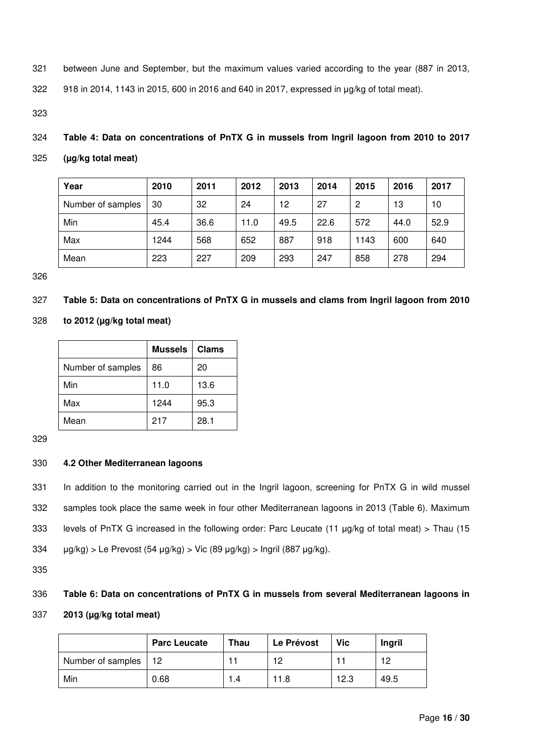between June and September, but the maximum values varied according to the year (887 in 2013, 918 in 2014, 1143 in 2015, 600 in 2016 and 640 in 2017, expressed in µg/kg of total meat).

**Table 4: Data on concentrations of PnTX G in mussels from Ingril lagoon from 2010 to 2017 (µg/kg total meat)**

| Year | 2010 | 2011 | 2012 | 2013 | 2014 | 2015 | 2016 | 2017 |
|---|---|---|---|---|---|---|---|---|
| Number of samples | 30 | 32 | 24 | 12 | 27 | 2 | 13 | 10 |
| Min | 45.4 | 36.6 | 11.0 | 49.5 | 22.6 | 572 | 44.0 | 52.9 |
| Max | 1244 | 568 | 652 | 887 | 918 | 1143 | 600 | 640 |
| Mean | 223 | 227 | 209 | 293 | 247 | 858 | 278 | 294 |

**Table 5: Data on concentrations of PnTX G in mussels and clams from Ingril lagoon from 2010 to 2012 (µg/kg total meat)**

| | Mussels | Clams |
|---|---|---|
| Number of samples | 86 | 20 |
| Min | 11.0 | 13.6 |
| Max | 1244 | 95.3 |
| Mean | 217 | 28.1 |

### 4.2 Other Mediterranean lagoons

In addition to the monitoring carried out in the Ingril lagoon, screening for PnTX G in wild mussel samples took place the same week in four other Mediterranean lagoons in 2013 (Table 6). Maximum levels of PnTX G increased in the following order: Parc Leucate (11 µg/kg of total meat) > Thau (15 µg/kg) > Le Prevost (54 µg/kg) > Vic (89 µg/kg) > Ingril (887 µg/kg).

**Table 6: Data on concentrations of PnTX G in mussels from several Mediterranean lagoons in 2013 (µg/kg total meat)**

| | Parc Leucate | Thau | Le Prévost | Vic | Ingril |
|---|---|---|---|---|---|
| Number of samples | 12 | 11 | 12 | 11 | 12 |
| Min | 0.68 | 1.4 | 11.8 | 12.3 | 49.5 |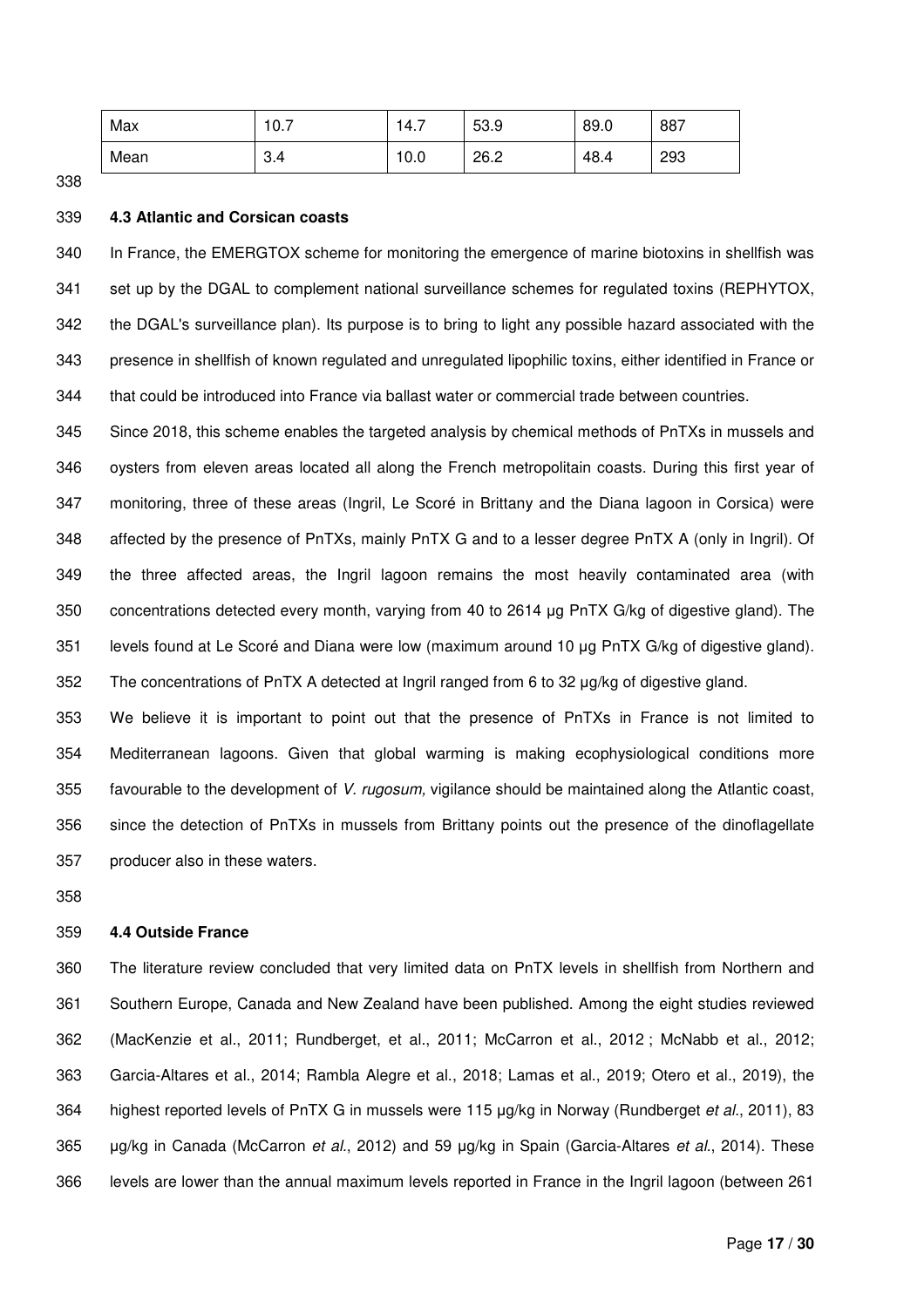| Max | 10.7 | 14.7 | 53.9 | 89.0 | 887 |
|---|---|---|---|---|---|
| Mean | 3.4 | 10.0 | 26.2 | 48.4 | 293 |

### 4.3 Atlantic and Corsican coasts

In France, the EMERGTOX scheme for monitoring the emergence of marine biotoxins in shellfish was set up by the DGAL to complement national surveillance schemes for regulated toxins (REPHYTOX, the DGAL's surveillance plan). Its purpose is to bring to light any possible hazard associated with the presence in shellfish of known regulated and unregulated lipophilic toxins, either identified in France or that could be introduced into France via ballast water or commercial trade between countries.

Since 2018, this scheme enables the targeted analysis by chemical methods of PnTXs in mussels and oysters from eleven areas located all along the French metropolitain coasts. During this first year of monitoring, three of these areas (Ingril, Le Scoré in Brittany and the Diana lagoon in Corsica) were affected by the presence of PnTXs, mainly PnTX G and to a lesser degree PnTX A (only in Ingril). Of the three affected areas, the Ingril lagoon remains the most heavily contaminated area (with concentrations detected every month, varying from 40 to 2614 µg PnTX G/kg of digestive gland). The levels found at Le Scoré and Diana were low (maximum around 10 µg PnTX G/kg of digestive gland). The concentrations of PnTX A detected at Ingril ranged from 6 to 32 µg/kg of digestive gland.

We believe it is important to point out that the presence of PnTXs in France is not limited to Mediterranean lagoons. Given that global warming is making ecophysiological conditions more favourable to the development of *V. rugosum,* vigilance should be maintained along the Atlantic coast, since the detection of PnTXs in mussels from Brittany points out the presence of the dinoflagellate producer also in these waters.

### 4.4 Outside France

The literature review concluded that very limited data on PnTX levels in shellfish from Northern and Southern Europe, Canada and New Zealand have been published. Among the eight studies reviewed (MacKenzie et al., 2011; Rundberget, et al., 2011; McCarron et al., 2012 ; McNabb et al., 2012; Garcia-Altares et al., 2014; Rambla Alegre et al., 2018; Lamas et al., 2019; Otero et al., 2019), the highest reported levels of PnTX G in mussels were 115 µg/kg in Norway (Rundberget *et al*., 2011), 83 µg/kg in Canada (McCarron *et al*., 2012) and 59 µg/kg in Spain (Garcia-Altares *et al*., 2014). These levels are lower than the annual maximum levels reported in France in the Ingril lagoon (between 261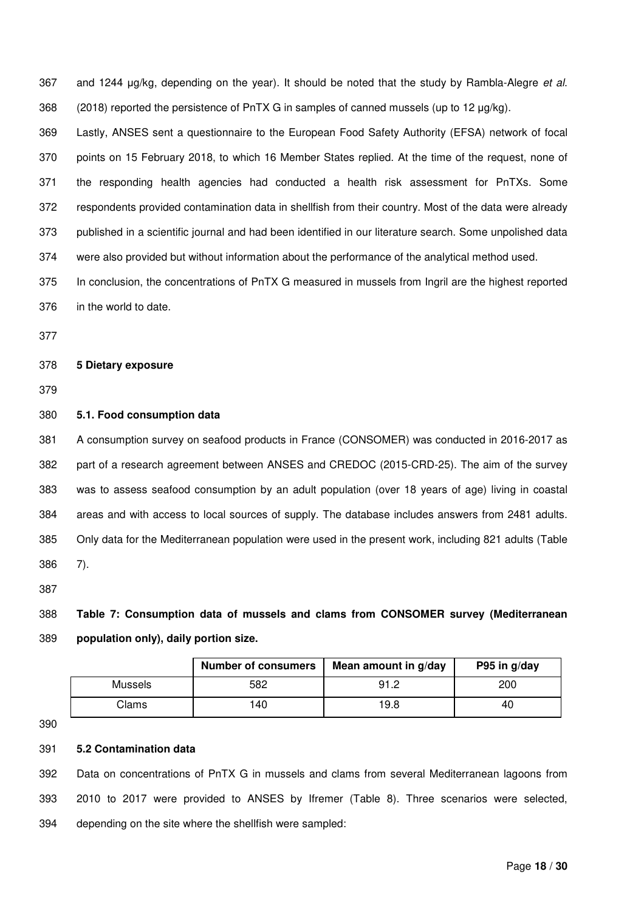and 1244 µg/kg, depending on the year). It should be noted that the study by Rambla-Alegre *et al.* (2018) reported the persistence of PnTX G in samples of canned mussels (up to 12 µg/kg).

Lastly, ANSES sent a questionnaire to the European Food Safety Authority (EFSA) network of focal points on 15 February 2018, to which 16 Member States replied. At the time of the request, none of the responding health agencies had conducted a health risk assessment for PnTXs. Some respondents provided contamination data in shellfish from their country. Most of the data were already published in a scientific journal and had been identified in our literature search. Some unpolished data were also provided but without information about the performance of the analytical method used.

In conclusion, the concentrations of PnTX G measured in mussels from Ingril are the highest reported in the world to date.

## 5 Dietary exposure

### 5.1. Food consumption data

A consumption survey on seafood products in France (CONSOMER) was conducted in 2016-2017 as part of a research agreement between ANSES and CREDOC (2015-CRD-25). The aim of the survey was to assess seafood consumption by an adult population (over 18 years of age) living in coastal areas and with access to local sources of supply. The database includes answers from 2481 adults. Only data for the Mediterranean population were used in the present work, including 821 adults (Table 7).

**Table 7: Consumption data of mussels and clams from CONSOMER survey (Mediterranean population only), daily portion size.**

| | Number of consumers | Mean amount in g/day | P95 in g/day |
|---|---|---|---|
| Mussels | 582 | 91.2 | 200 |
| Clams | 140 | 19.8 | 40 |

### 5.2 Contamination data

Data on concentrations of PnTX G in mussels and clams from several Mediterranean lagoons from 2010 to 2017 were provided to ANSES by Ifremer (Table 8). Three scenarios were selected, depending on the site where the shellfish were sampled: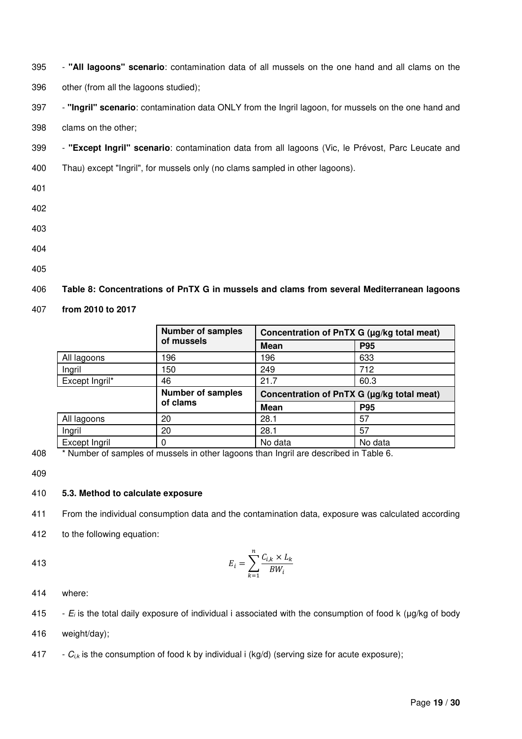- **"All lagoons" scenario**: contamination data of all mussels on the one hand and all clams on the other (from all the lagoons studied);

- **"Ingril" scenario**: contamination data ONLY from the Ingril lagoon, for mussels on the one hand and clams on the other;

- **"Except Ingril" scenario**: contamination data from all lagoons (Vic, le Prévost, Parc Leucate and Thau) except "Ingril", for mussels only (no clams sampled in other lagoons).

**Table 8: Concentrations of PnTX G in mussels and clams from several Mediterranean lagoons from 2010 to 2017**

| | Number of samples of mussels | Concentration of PnTX G (µg/kg total meat) | |
|---|---|---|---|
| | | Mean | P95 |
| All lagoons | 196 | 196 | 633 |
| Ingril | 150 | 249 | 712 |
| Except Ingril* | 46 | 21.7 | 60.3 |
| | **Number of samples of clams** | **Concentration of PnTX G (µg/kg total meat)** | |
| | | **Mean** | **P95** |
| All lagoons | 20 | 28.1 | 57 |
| Ingril | 20 | 28.1 | 57 |
| Except Ingril | 0 | No data | No data |

\* Number of samples of mussels in other lagoons than Ingril are described in Table 6.

### 5.3. Method to calculate exposure

From the individual consumption data and the contamination data, exposure was calculated according to the following equation:

$$E_i = \sum_{k=1}^{n} \frac{C_{i,k} \times L_k}{BW_i}$$

where:

- $E_i$ is the total daily exposure of individual i associated with the consumption of food k (µg/kg of body weight/day);

- $C_{i,k}$ is the consumption of food k by individual i (kg/d) (serving size for acute exposure);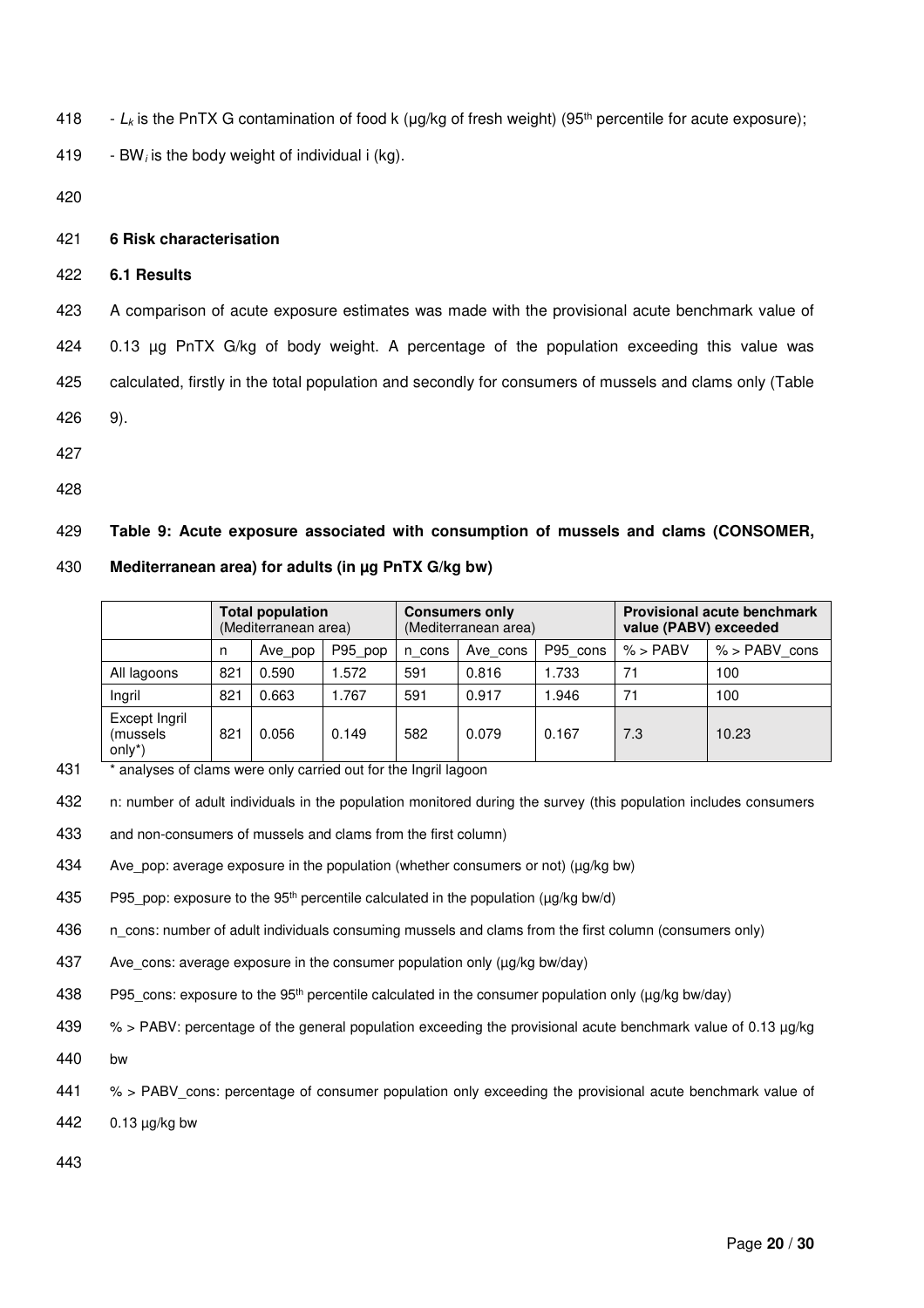- $L_k$ is the PnTX G contamination of food k (µg/kg of fresh weight) (95th percentile for acute exposure);

- $BW_i$ is the body weight of individual i (kg).

## 6 Risk characterisation

### 6.1 Results

A comparison of acute exposure estimates was made with the provisional acute benchmark value of 0.13 µg PnTX G/kg of body weight. A percentage of the population exceeding this value was calculated, firstly in the total population and secondly for consumers of mussels and clams only (Table 9).

**Table 9: Acute exposure associated with consumption of mussels and clams (CONSOMER, Mediterranean area) for adults (in µg PnTX G/kg bw)**

| | **Total population** (Mediterranean area) | | | **Consumers only** (Mediterranean area) | | | **Provisional acute benchmark value (PABV) exceeded** | |
|---|---|---|---|---|---|---|---|---|
| | n | Ave_pop | P95_pop | n_cons | Ave_cons | P95_cons | % > PABV | % > PABV_cons |
| All lagoons | 821 | 0.590 | 1.572 | 591 | 0.816 | 1.733 | 71 | 100 |
| Ingril | 821 | 0.663 | 1.767 | 591 | 0.917 | 1.946 | 71 | 100 |
| Except Ingril (mussels only*) | 821 | 0.056 | 0.149 | 582 | 0.079 | 0.167 | 7.3 | 10.23 |

* analyses of clams were only carried out for the Ingril lagoon

n: number of adult individuals in the population monitored during the survey (this population includes consumers and non-consumers of mussels and clams from the first column)

Ave_pop: average exposure in the population (whether consumers or not) (µg/kg bw)

P95_pop: exposure to the 95th percentile calculated in the population (µg/kg bw/d)

n_cons: number of adult individuals consuming mussels and clams from the first column (consumers only)

Ave_cons: average exposure in the consumer population only (µg/kg bw/day)

P95_cons: exposure to the 95th percentile calculated in the consumer population only (µg/kg bw/day)

% > PABV: percentage of the general population exceeding the provisional acute benchmark value of 0.13 µg/kg bw

% > PABV_cons: percentage of consumer population only exceeding the provisional acute benchmark value of 0.13 µg/kg bw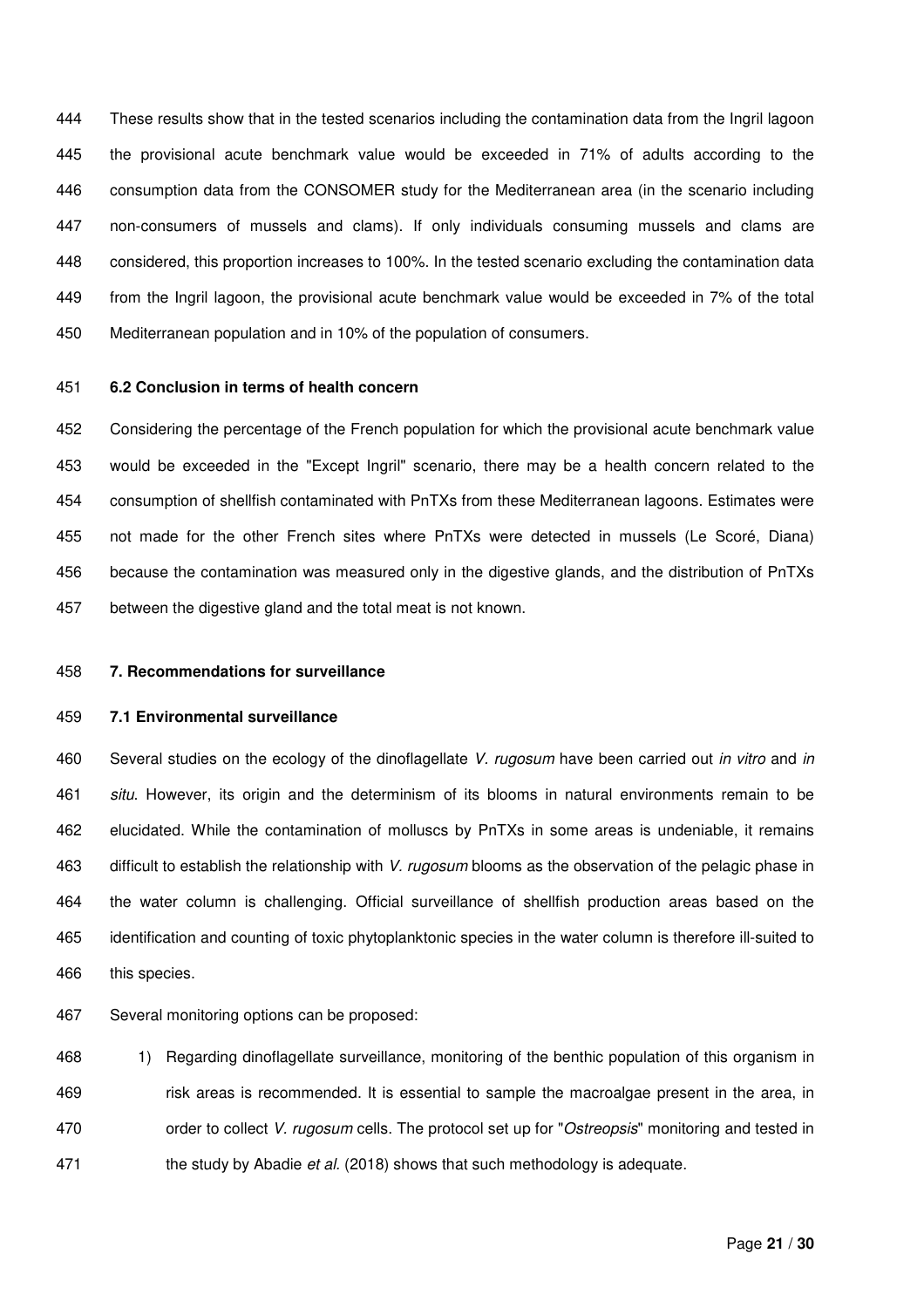These results show that in the tested scenarios including the contamination data from the Ingril lagoon the provisional acute benchmark value would be exceeded in 71% of adults according to the consumption data from the CONSOMER study for the Mediterranean area (in the scenario including non-consumers of mussels and clams). If only individuals consuming mussels and clams are considered, this proportion increases to 100%. In the tested scenario excluding the contamination data from the Ingril lagoon, the provisional acute benchmark value would be exceeded in 7% of the total Mediterranean population and in 10% of the population of consumers.

### 6.2 Conclusion in terms of health concern

Considering the percentage of the French population for which the provisional acute benchmark value would be exceeded in the "Except Ingril" scenario, there may be a health concern related to the consumption of shellfish contaminated with PnTXs from these Mediterranean lagoons. Estimates were not made for the other French sites where PnTXs were detected in mussels (Le Scoré, Diana) because the contamination was measured only in the digestive glands, and the distribution of PnTXs between the digestive gland and the total meat is not known.

## 7. Recommendations for surveillance

### 7.1 Environmental surveillance

Several studies on the ecology of the dinoflagellate *V. rugosum* have been carried out *in vitro* and *in situ*. However, its origin and the determinism of its blooms in natural environments remain to be elucidated. While the contamination of molluscs by PnTXs in some areas is undeniable, it remains difficult to establish the relationship with *V. rugosum* blooms as the observation of the pelagic phase in the water column is challenging. Official surveillance of shellfish production areas based on the identification and counting of toxic phytoplanktonic species in the water column is therefore ill-suited to this species.

Several monitoring options can be proposed:

1) Regarding dinoflagellate surveillance, monitoring of the benthic population of this organism in risk areas is recommended. It is essential to sample the macroalgae present in the area, in order to collect *V. rugosum* cells. The protocol set up for "*Ostreopsis*" monitoring and tested in the study by Abadie *et al.* (2018) shows that such methodology is adequate.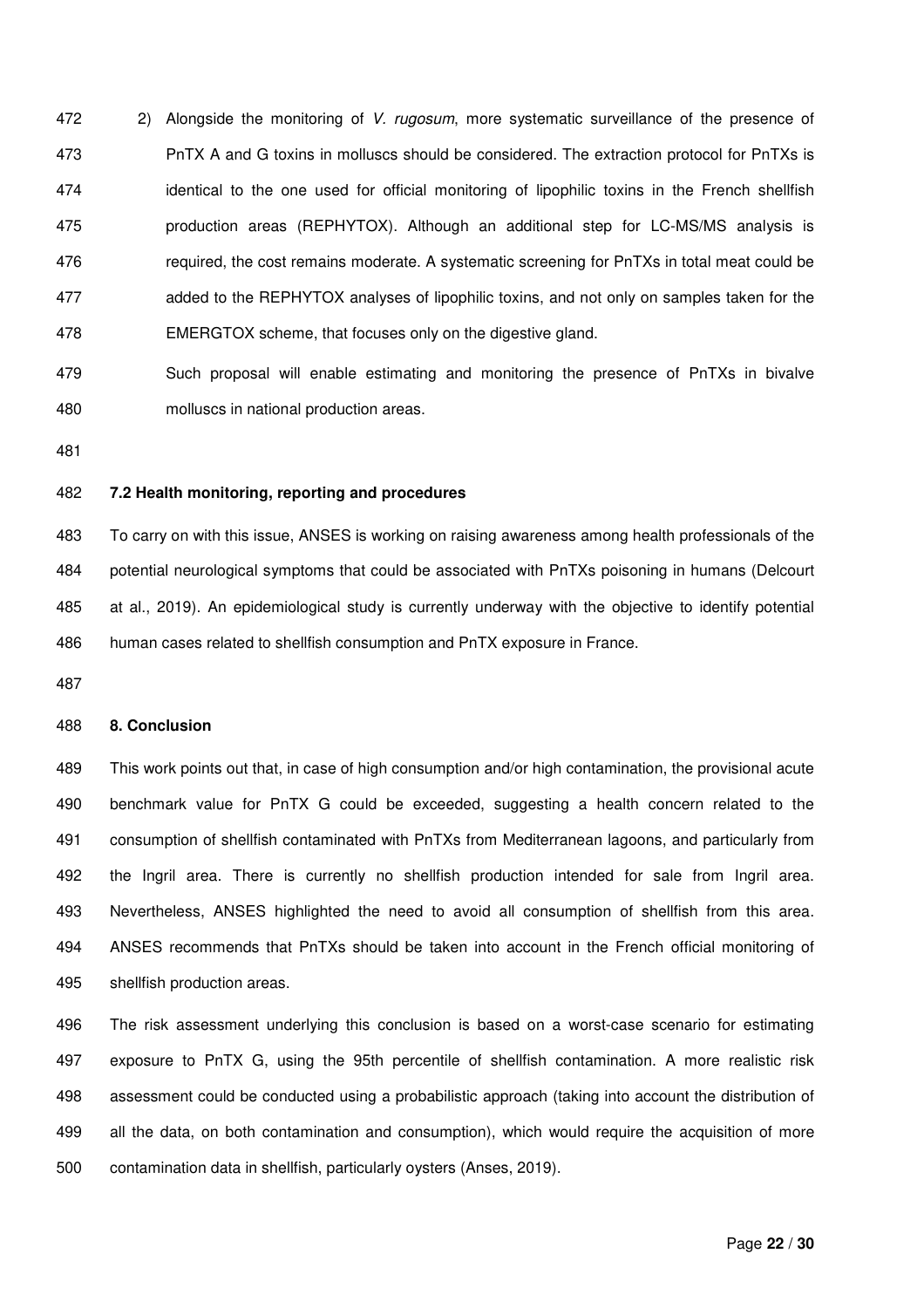2) Alongside the monitoring of *V. rugosum*, more systematic surveillance of the presence of PnTX A and G toxins in molluscs should be considered. The extraction protocol for PnTXs is identical to the one used for official monitoring of lipophilic toxins in the French shellfish production areas (REPHYTOX). Although an additional step for LC-MS/MS analysis is required, the cost remains moderate. A systematic screening for PnTXs in total meat could be added to the REPHYTOX analyses of lipophilic toxins, and not only on samples taken for the EMERGTOX scheme, that focuses only on the digestive gland.

   Such proposal will enable estimating and monitoring the presence of PnTXs in bivalve molluscs in national production areas.

### 7.2 Health monitoring, reporting and procedures

To carry on with this issue, ANSES is working on raising awareness among health professionals of the potential neurological symptoms that could be associated with PnTXs poisoning in humans (Delcourt at al., 2019). An epidemiological study is currently underway with the objective to identify potential human cases related to shellfish consumption and PnTX exposure in France.

## 8. Conclusion

This work points out that, in case of high consumption and/or high contamination, the provisional acute benchmark value for PnTX G could be exceeded, suggesting a health concern related to the consumption of shellfish contaminated with PnTXs from Mediterranean lagoons, and particularly from the Ingril area. There is currently no shellfish production intended for sale from Ingril area. Nevertheless, ANSES highlighted the need to avoid all consumption of shellfish from this area. ANSES recommends that PnTXs should be taken into account in the French official monitoring of shellfish production areas.

The risk assessment underlying this conclusion is based on a worst-case scenario for estimating exposure to PnTX G, using the 95th percentile of shellfish contamination. A more realistic risk assessment could be conducted using a probabilistic approach (taking into account the distribution of all the data, on both contamination and consumption), which would require the acquisition of more contamination data in shellfish, particularly oysters (Anses, 2019).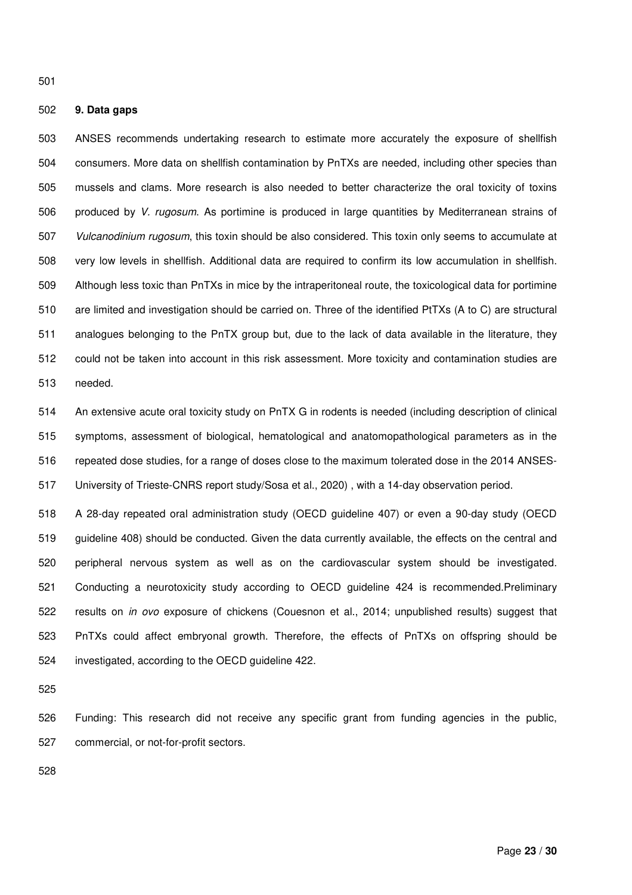## 9. Data gaps

ANSES recommends undertaking research to estimate more accurately the exposure of shellfish consumers. More data on shellfish contamination by PnTXs are needed, including other species than mussels and clams. More research is also needed to better characterize the oral toxicity of toxins produced by *V. rugosum*. As portimine is produced in large quantities by Mediterranean strains of *Vulcanodinium rugosum*, this toxin should be also considered. This toxin only seems to accumulate at very low levels in shellfish. Additional data are required to confirm its low accumulation in shellfish. Although less toxic than PnTXs in mice by the intraperitoneal route, the toxicological data for portimine are limited and investigation should be carried on. Three of the identified PtTXs (A to C) are structural analogues belonging to the PnTX group but, due to the lack of data available in the literature, they could not be taken into account in this risk assessment. More toxicity and contamination studies are needed.

An extensive acute oral toxicity study on PnTX G in rodents is needed (including description of clinical symptoms, assessment of biological, hematological and anatomopathological parameters as in the repeated dose studies, for a range of doses close to the maximum tolerated dose in the 2014 ANSES-University of Trieste-CNRS report study/Sosa et al., 2020) , with a 14-day observation period.

A 28-day repeated oral administration study (OECD guideline 407) or even a 90-day study (OECD guideline 408) should be conducted. Given the data currently available, the effects on the central and peripheral nervous system as well as on the cardiovascular system should be investigated. Conducting a neurotoxicity study according to OECD guideline 424 is recommended.Preliminary results on *in ovo* exposure of chickens (Couesnon et al., 2014; unpublished results) suggest that PnTXs could affect embryonal growth. Therefore, the effects of PnTXs on offspring should be investigated, according to the OECD guideline 422.

Funding: This research did not receive any specific grant from funding agencies in the public, commercial, or not-for-profit sectors.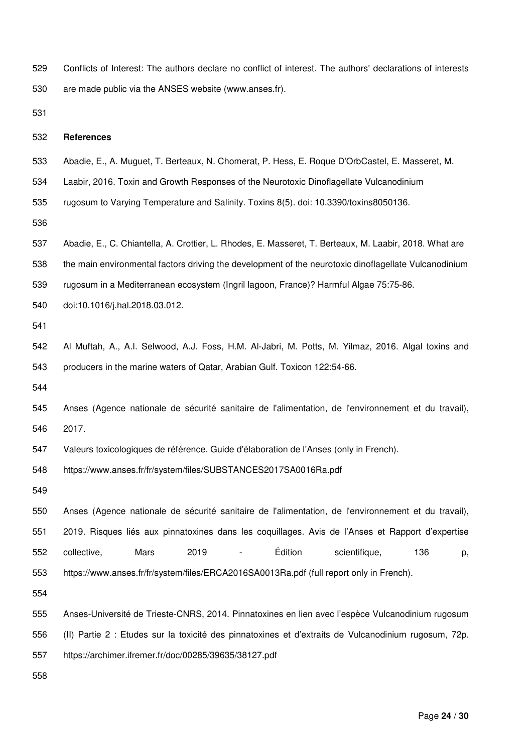Conflicts of Interest: The authors declare no conflict of interest. The authors' declarations of interests are made public via the ANSES website (www.anses.fr).

## References

Abadie, E., A. Muguet, T. Berteaux, N. Chomerat, P. Hess, E. Roque D'OrbCastel, E. Masseret, M. Laabir, 2016. Toxin and Growth Responses of the Neurotoxic Dinoflagellate Vulcanodinium rugosum to Varying Temperature and Salinity. Toxins 8(5). doi: 10.3390/toxins8050136.

Abadie, E., C. Chiantella, A. Crottier, L. Rhodes, E. Masseret, T. Berteaux, M. Laabir, 2018. What are the main environmental factors driving the development of the neurotoxic dinoflagellate Vulcanodinium rugosum in a Mediterranean ecosystem (Ingril lagoon, France)? Harmful Algae 75:75-86. doi:10.1016/j.hal.2018.03.012.

Al Muftah, A., A.I. Selwood, A.J. Foss, H.M. Al-Jabri, M. Potts, M. Yilmaz, 2016. Algal toxins and producers in the marine waters of Qatar, Arabian Gulf. Toxicon 122:54-66.

Anses (Agence nationale de sécurité sanitaire de l'alimentation, de l'environnement et du travail), 2017.
Valeurs toxicologiques de référence. Guide d'élaboration de l'Anses (only in French).
https://www.anses.fr/fr/system/files/SUBSTANCES2017SA0016Ra.pdf

Anses (Agence nationale de sécurité sanitaire de l'alimentation, de l'environnement et du travail), 2019. Risques liés aux pinnatoxines dans les coquillages. Avis de l'Anses et Rapport d'expertise collective, Mars 2019 - Édition scientifique, 136 p, https://www.anses.fr/fr/system/files/ERCA2016SA0013Ra.pdf (full report only in French).

Anses-Université de Trieste-CNRS, 2014. Pinnatoxines en lien avec l'espèce Vulcanodinium rugosum (II) Partie 2 : Etudes sur la toxicité des pinnatoxines et d'extraits de Vulcanodinium rugosum, 72p. https://archimer.ifremer.fr/doc/00285/39635/38127.pdf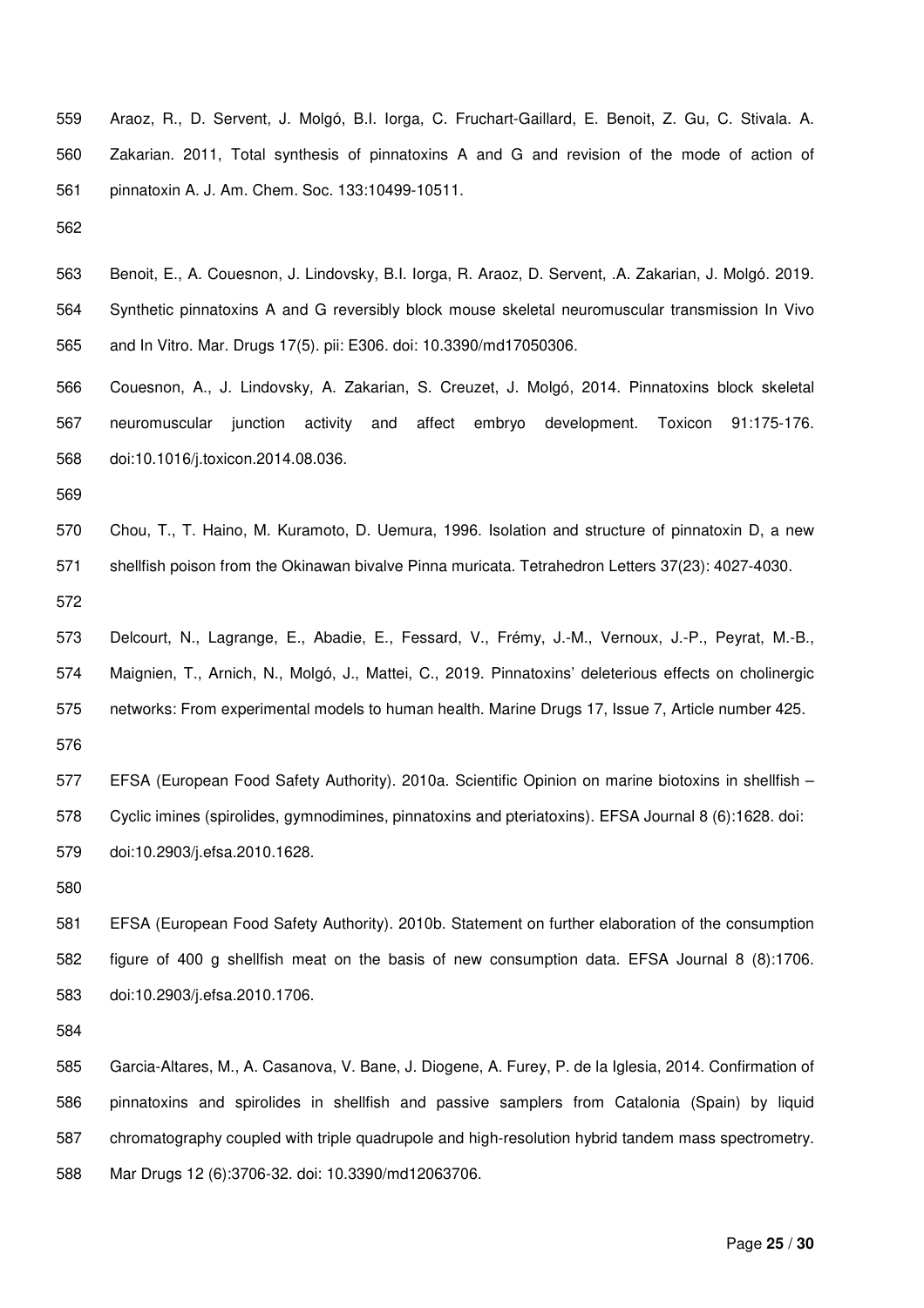559 Araoz, R., D. Servent, J. Molgó, B.I. Iorga, C. Fruchart-Gaillard, E. Benoit, Z. Gu, C. Stivala. A.
560 Zakarian. 2011, Total synthesis of pinnatoxins A and G and revision of the mode of action of
561 pinnatoxin A. J. Am. Chem. Soc. 133:10499-10511.

562

563 Benoit, E., A. Couesnon, J. Lindovsky, B.I. Iorga, R. Araoz, D. Servent, .A. Zakarian, J. Molgó. 2019.
564 Synthetic pinnatoxins A and G reversibly block mouse skeletal neuromuscular transmission In Vivo
565 and In Vitro. Mar. Drugs 17(5). pii: E306. doi: 10.3390/md17050306.

566 Couesnon, A., J. Lindovsky, A. Zakarian, S. Creuzet, J. Molgó, 2014. Pinnatoxins block skeletal
567 neuromuscular junction activity and affect embryo development. Toxicon 91:175-176.
568 doi:10.1016/j.toxicon.2014.08.036.

569

570 Chou, T., T. Haino, M. Kuramoto, D. Uemura, 1996. Isolation and structure of pinnatoxin D, a new
571 shellfish poison from the Okinawan bivalve Pinna muricata. Tetrahedron Letters 37(23): 4027-4030.

572

573 Delcourt, N., Lagrange, E., Abadie, E., Fessard, V., Frémy, J.-M., Vernoux, J.-P., Peyrat, M.-B.,
574 Maignien, T., Arnich, N., Molgó, J., Mattei, C., 2019. Pinnatoxins' deleterious effects on cholinergic
575 networks: From experimental models to human health. Marine Drugs 17, Issue 7, Article number 425.

576

577 EFSA (European Food Safety Authority). 2010a. Scientific Opinion on marine biotoxins in shellfish –
578 Cyclic imines (spirolides, gymnodimines, pinnatoxins and pteriatoxins). EFSA Journal 8 (6):1628. doi:
579 doi:10.2903/j.efsa.2010.1628.

580

581 EFSA (European Food Safety Authority). 2010b. Statement on further elaboration of the consumption
582 figure of 400 g shellfish meat on the basis of new consumption data. EFSA Journal 8 (8):1706.
583 doi:10.2903/j.efsa.2010.1706.

584

585 Garcia-Altares, M., A. Casanova, V. Bane, J. Diogene, A. Furey, P. de la Iglesia, 2014. Confirmation of
586 pinnatoxins and spirolides in shellfish and passive samplers from Catalonia (Spain) by liquid
587 chromatography coupled with triple quadrupole and high-resolution hybrid tandem mass spectrometry.
588 Mar Drugs 12 (6):3706-32. doi: 10.3390/md12063706.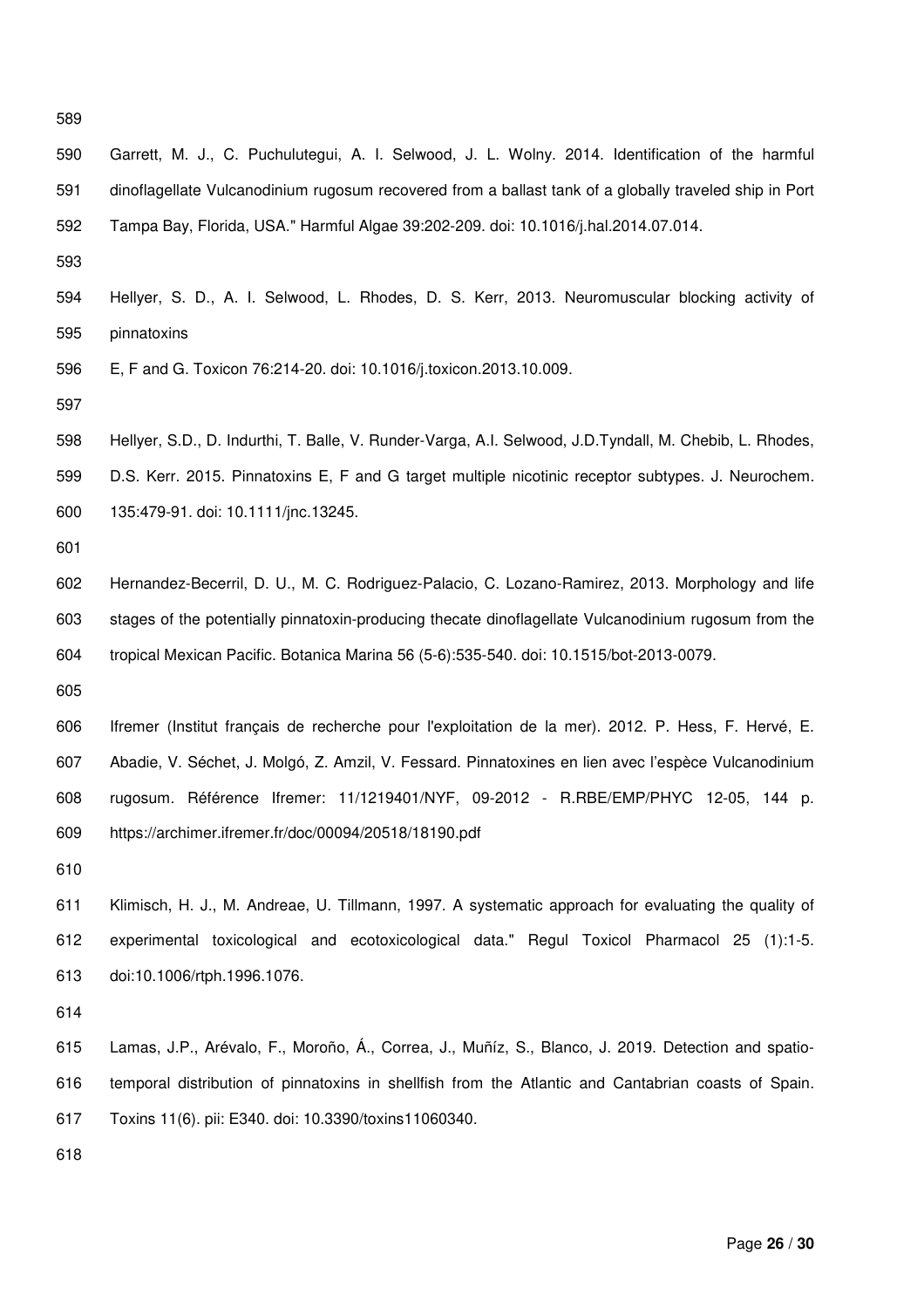Garrett, M. J., C. Puchulutegui, A. I. Selwood, J. L. Wolny. 2014. Identification of the harmful dinoflagellate Vulcanodinium rugosum recovered from a ballast tank of a globally traveled ship in Port Tampa Bay, Florida, USA." Harmful Algae 39:202-209. doi: 10.1016/j.hal.2014.07.014.

Hellyer, S. D., A. I. Selwood, L. Rhodes, D. S. Kerr, 2013. Neuromuscular blocking activity of pinnatoxins E, F and G. Toxicon 76:214-20. doi: 10.1016/j.toxicon.2013.10.009.

Hellyer, S.D., D. Indurthi, T. Balle, V. Runder-Varga, A.I. Selwood, J.D.Tyndall, M. Chebib, L. Rhodes, D.S. Kerr. 2015. Pinnatoxins E, F and G target multiple nicotinic receptor subtypes. J. Neurochem. 135:479-91. doi: 10.1111/jnc.13245.

Hernandez-Becerril, D. U., M. C. Rodriguez-Palacio, C. Lozano-Ramirez, 2013. Morphology and life stages of the potentially pinnatoxin-producing thecate dinoflagellate Vulcanodinium rugosum from the tropical Mexican Pacific. Botanica Marina 56 (5-6):535-540. doi: 10.1515/bot-2013-0079.

Ifremer (Institut français de recherche pour l'exploitation de la mer). 2012. P. Hess, F. Hervé, E. Abadie, V. Séchet, J. Molgó, Z. Amzil, V. Fessard. Pinnatoxines en lien avec l'espèce Vulcanodinium rugosum. Référence Ifremer: 11/1219401/NYF, 09-2012 - R.RBE/EMP/PHYC 12-05, 144 p. https://archimer.ifremer.fr/doc/00094/20518/18190.pdf

Klimisch, H. J., M. Andreae, U. Tillmann, 1997. A systematic approach for evaluating the quality of experimental toxicological and ecotoxicological data." Regul Toxicol Pharmacol 25 (1):1-5. doi:10.1006/rtph.1996.1076.

Lamas, J.P., Arévalo, F., Moroño, Á., Correa, J., Muñíz, S., Blanco, J. 2019. Detection and spatio-temporal distribution of pinnatoxins in shellfish from the Atlantic and Cantabrian coasts of Spain. Toxins 11(6). pii: E340. doi: 10.3390/toxins11060340.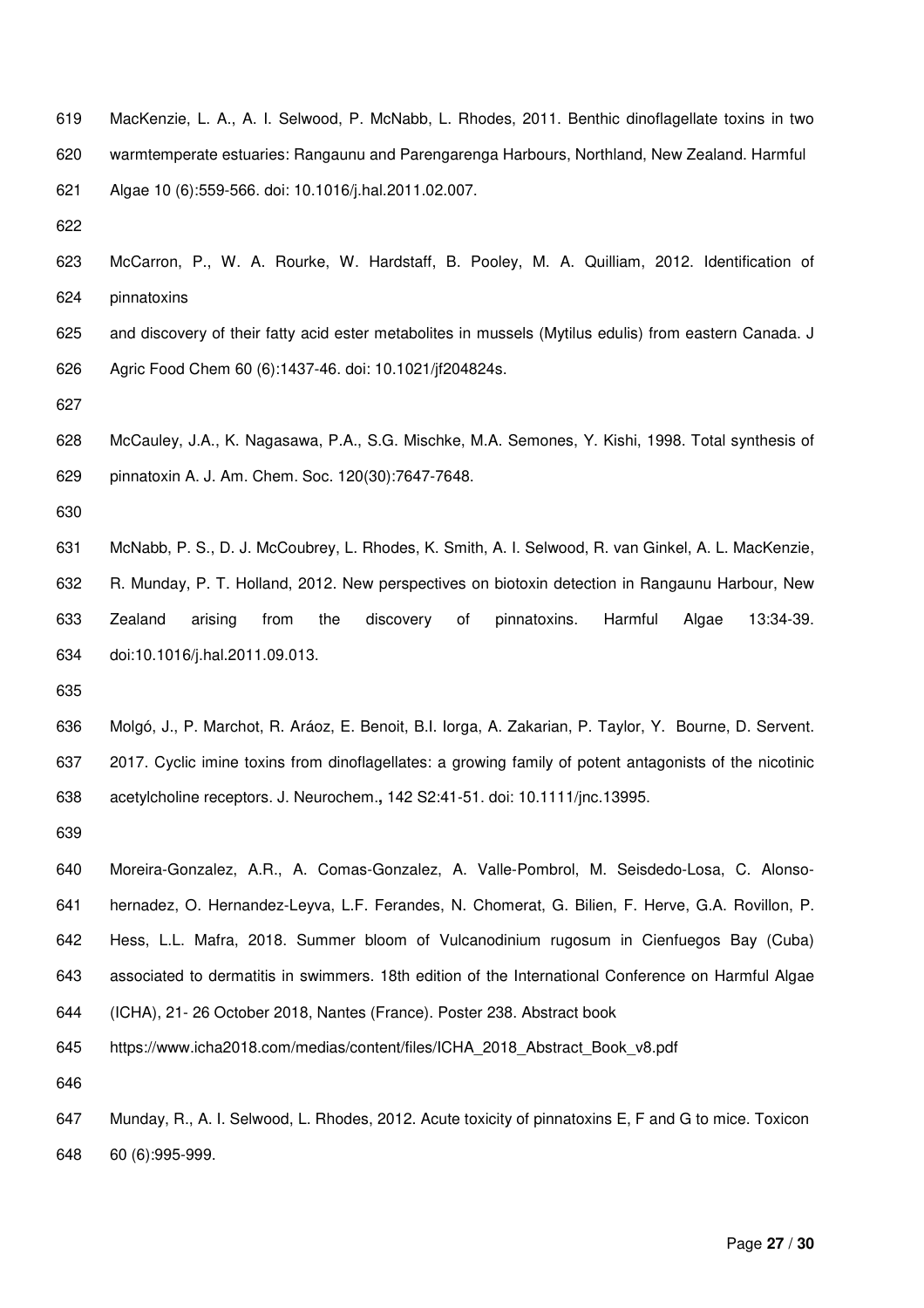MacKenzie, L. A., A. I. Selwood, P. McNabb, L. Rhodes, 2011. Benthic dinoflagellate toxins in two warmtemperate estuaries: Rangaunu and Parengarenga Harbours, Northland, New Zealand. Harmful Algae 10 (6):559-566. doi: 10.1016/j.hal.2011.02.007.

McCarron, P., W. A. Rourke, W. Hardstaff, B. Pooley, M. A. Quilliam, 2012. Identification of pinnatoxins and discovery of their fatty acid ester metabolites in mussels (Mytilus edulis) from eastern Canada. J Agric Food Chem 60 (6):1437-46. doi: 10.1021/jf204824s.

McCauley, J.A., K. Nagasawa, P.A., S.G. Mischke, M.A. Semones, Y. Kishi, 1998. Total synthesis of pinnatoxin A. J. Am. Chem. Soc. 120(30):7647-7648.

McNabb, P. S., D. J. McCoubrey, L. Rhodes, K. Smith, A. I. Selwood, R. van Ginkel, A. L. MacKenzie, R. Munday, P. T. Holland, 2012. New perspectives on biotoxin detection in Rangaunu Harbour, New Zealand arising from the discovery of pinnatoxins. Harmful Algae 13:34-39. doi:10.1016/j.hal.2011.09.013.

Molgó, J., P. Marchot, R. Aráoz, E. Benoit, B.I. Iorga, A. Zakarian, P. Taylor, Y. Bourne, D. Servent. 2017. Cyclic imine toxins from dinoflagellates: a growing family of potent antagonists of the nicotinic acetylcholine receptors. J. Neurochem.**,** 142 S2:41-51. doi: 10.1111/jnc.13995.

Moreira-Gonzalez, A.R., A. Comas-Gonzalez, A. Valle-Pombrol, M. Seisdedo-Losa, C. Alonso-hernadez, O. Hernandez-Leyva, L.F. Ferandes, N. Chomerat, G. Bilien, F. Herve, G.A. Rovillon, P. Hess, L.L. Mafra, 2018. Summer bloom of Vulcanodinium rugosum in Cienfuegos Bay (Cuba) associated to dermatitis in swimmers. 18th edition of the International Conference on Harmful Algae (ICHA), 21- 26 October 2018, Nantes (France). Poster 238. Abstract book https://www.icha2018.com/medias/content/files/ICHA_2018_Abstract_Book_v8.pdf

Munday, R., A. I. Selwood, L. Rhodes, 2012. Acute toxicity of pinnatoxins E, F and G to mice. Toxicon 60 (6):995-999.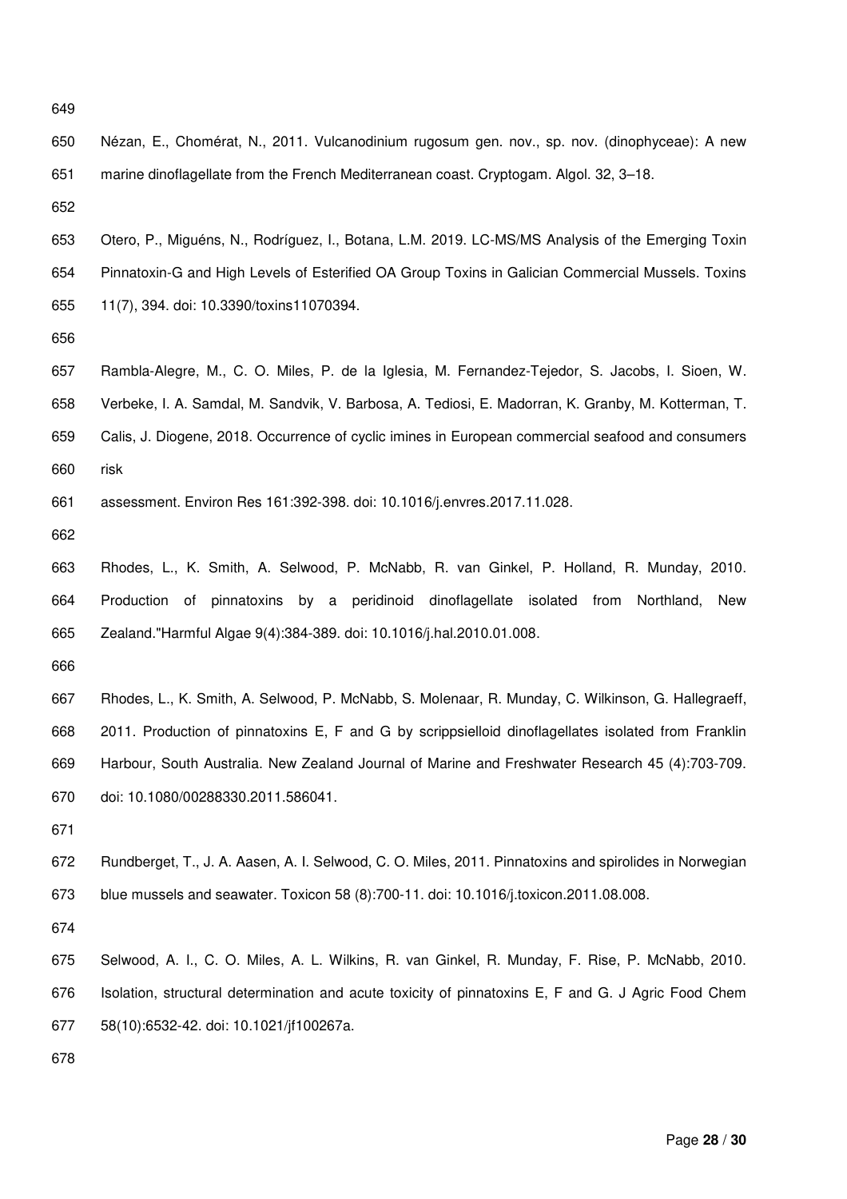Nézan, E., Chomérat, N., 2011. Vulcanodinium rugosum gen. nov., sp. nov. (dinophyceae): A new marine dinoflagellate from the French Mediterranean coast. Cryptogam. Algol. 32, 3–18.

Otero, P., Miguéns, N., Rodríguez, I., Botana, L.M. 2019. LC-MS/MS Analysis of the Emerging Toxin Pinnatoxin-G and High Levels of Esterified OA Group Toxins in Galician Commercial Mussels. Toxins 11(7), 394. doi: 10.3390/toxins11070394.

Rambla-Alegre, M., C. O. Miles, P. de la Iglesia, M. Fernandez-Tejedor, S. Jacobs, I. Sioen, W. Verbeke, I. A. Samdal, M. Sandvik, V. Barbosa, A. Tediosi, E. Madorran, K. Granby, M. Kotterman, T. Calis, J. Diogene, 2018. Occurrence of cyclic imines in European commercial seafood and consumers risk assessment. Environ Res 161:392-398. doi: 10.1016/j.envres.2017.11.028.

Rhodes, L., K. Smith, A. Selwood, P. McNabb, R. van Ginkel, P. Holland, R. Munday, 2010. Production of pinnatoxins by a peridinoid dinoflagellate isolated from Northland, New Zealand."Harmful Algae 9(4):384-389. doi: 10.1016/j.hal.2010.01.008.

Rhodes, L., K. Smith, A. Selwood, P. McNabb, S. Molenaar, R. Munday, C. Wilkinson, G. Hallegraeff, 2011. Production of pinnatoxins E, F and G by scrippsielloid dinoflagellates isolated from Franklin Harbour, South Australia. New Zealand Journal of Marine and Freshwater Research 45 (4):703-709. doi: 10.1080/00288330.2011.586041.

Rundberget, T., J. A. Aasen, A. I. Selwood, C. O. Miles, 2011. Pinnatoxins and spirolides in Norwegian blue mussels and seawater. Toxicon 58 (8):700-11. doi: 10.1016/j.toxicon.2011.08.008.

Selwood, A. I., C. O. Miles, A. L. Wilkins, R. van Ginkel, R. Munday, F. Rise, P. McNabb, 2010. Isolation, structural determination and acute toxicity of pinnatoxins E, F and G. J Agric Food Chem 58(10):6532-42. doi: 10.1021/jf100267a.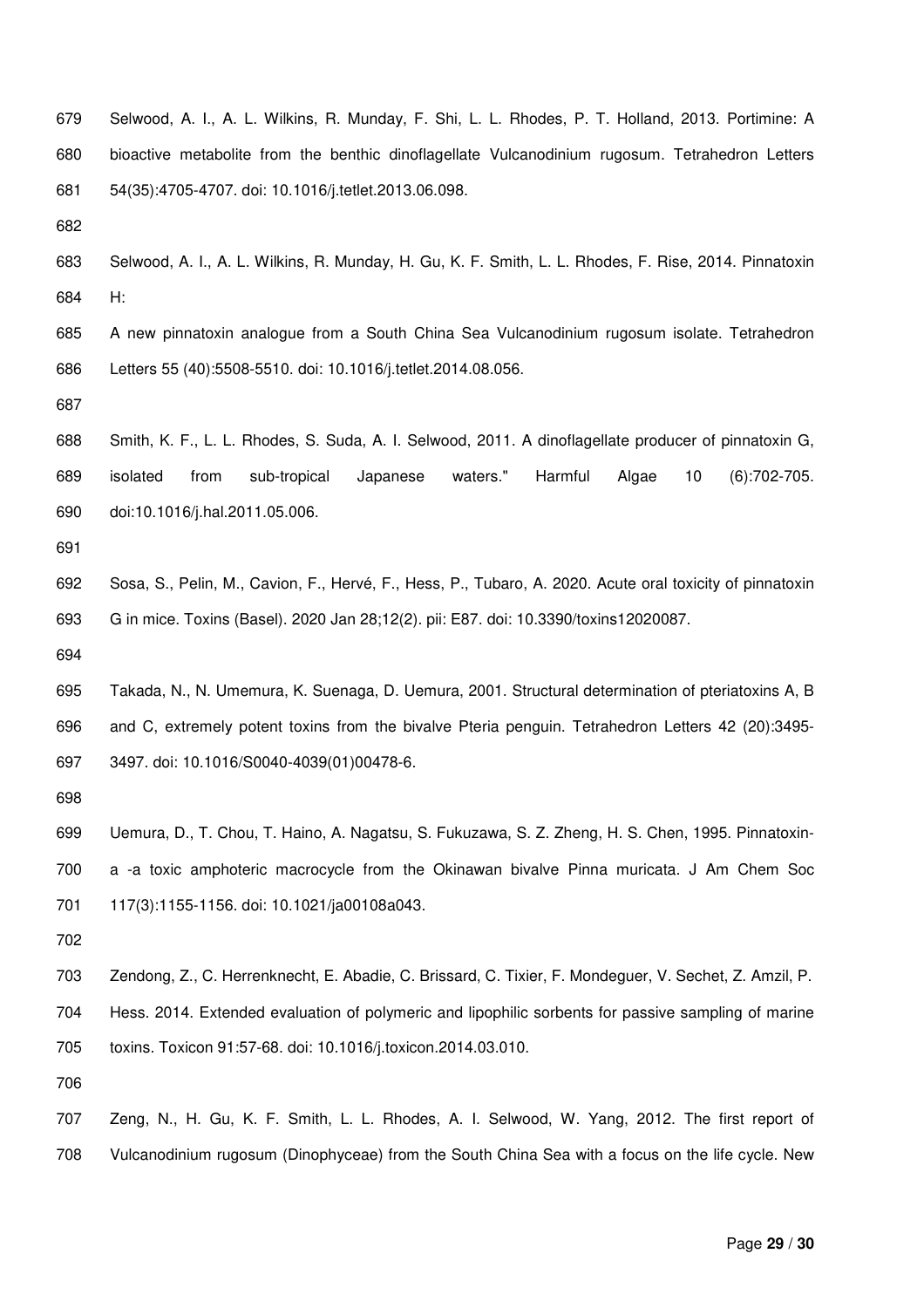Selwood, A. I., A. L. Wilkins, R. Munday, F. Shi, L. L. Rhodes, P. T. Holland, 2013. Portimine: A bioactive metabolite from the benthic dinoflagellate Vulcanodinium rugosum. Tetrahedron Letters 54(35):4705-4707. doi: 10.1016/j.tetlet.2013.06.098.

Selwood, A. I., A. L. Wilkins, R. Munday, H. Gu, K. F. Smith, L. L. Rhodes, F. Rise, 2014. Pinnatoxin H:
A new pinnatoxin analogue from a South China Sea Vulcanodinium rugosum isolate. Tetrahedron Letters 55 (40):5508-5510. doi: 10.1016/j.tetlet.2014.08.056.

Smith, K. F., L. L. Rhodes, S. Suda, A. I. Selwood, 2011. A dinoflagellate producer of pinnatoxin G, isolated from sub-tropical Japanese waters." Harmful Algae 10 (6):702-705. doi:10.1016/j.hal.2011.05.006.

Sosa, S., Pelin, M., Cavion, F., Hervé, F., Hess, P., Tubaro, A. 2020. Acute oral toxicity of pinnatoxin G in mice. Toxins (Basel). 2020 Jan 28;12(2). pii: E87. doi: 10.3390/toxins12020087.

Takada, N., N. Umemura, K. Suenaga, D. Uemura, 2001. Structural determination of pteriatoxins A, B and C, extremely potent toxins from the bivalve Pteria penguin. Tetrahedron Letters 42 (20):3495-3497. doi: 10.1016/S0040-4039(01)00478-6.

Uemura, D., T. Chou, T. Haino, A. Nagatsu, S. Fukuzawa, S. Z. Zheng, H. S. Chen, 1995. Pinnatoxin-a -a toxic amphoteric macrocycle from the Okinawan bivalve Pinna muricata. J Am Chem Soc 117(3):1155-1156. doi: 10.1021/ja00108a043.

Zendong, Z., C. Herrenknecht, E. Abadie, C. Brissard, C. Tixier, F. Mondeguer, V. Sechet, Z. Amzil, P. Hess. 2014. Extended evaluation of polymeric and lipophilic sorbents for passive sampling of marine toxins. Toxicon 91:57-68. doi: 10.1016/j.toxicon.2014.03.010.

Zeng, N., H. Gu, K. F. Smith, L. L. Rhodes, A. I. Selwood, W. Yang, 2012. The first report of Vulcanodinium rugosum (Dinophyceae) from the South China Sea with a focus on the life cycle. New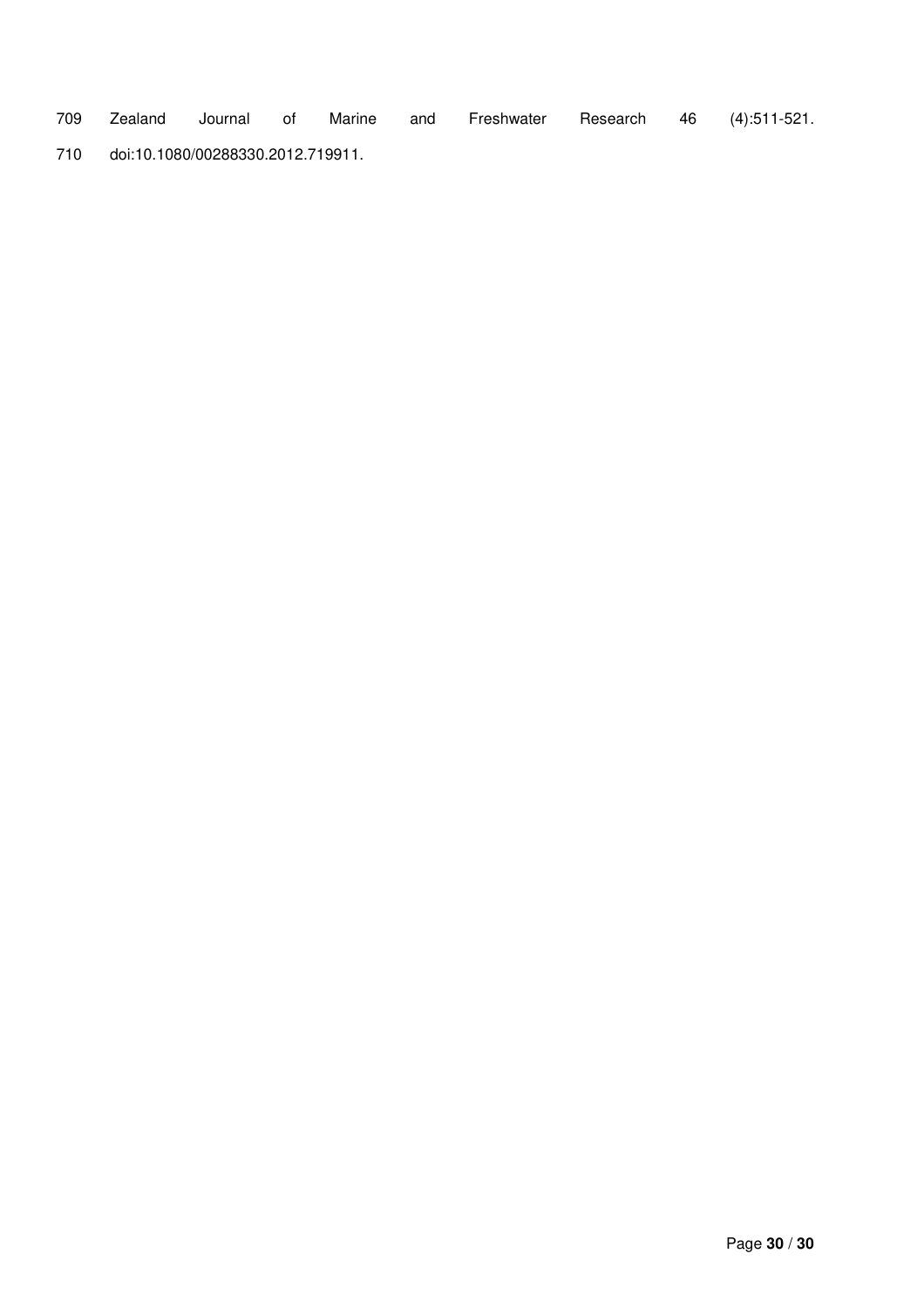Zealand Journal of Marine and Freshwater Research 46 (4):511-521. doi:10.1080/00288330.2012.719911.